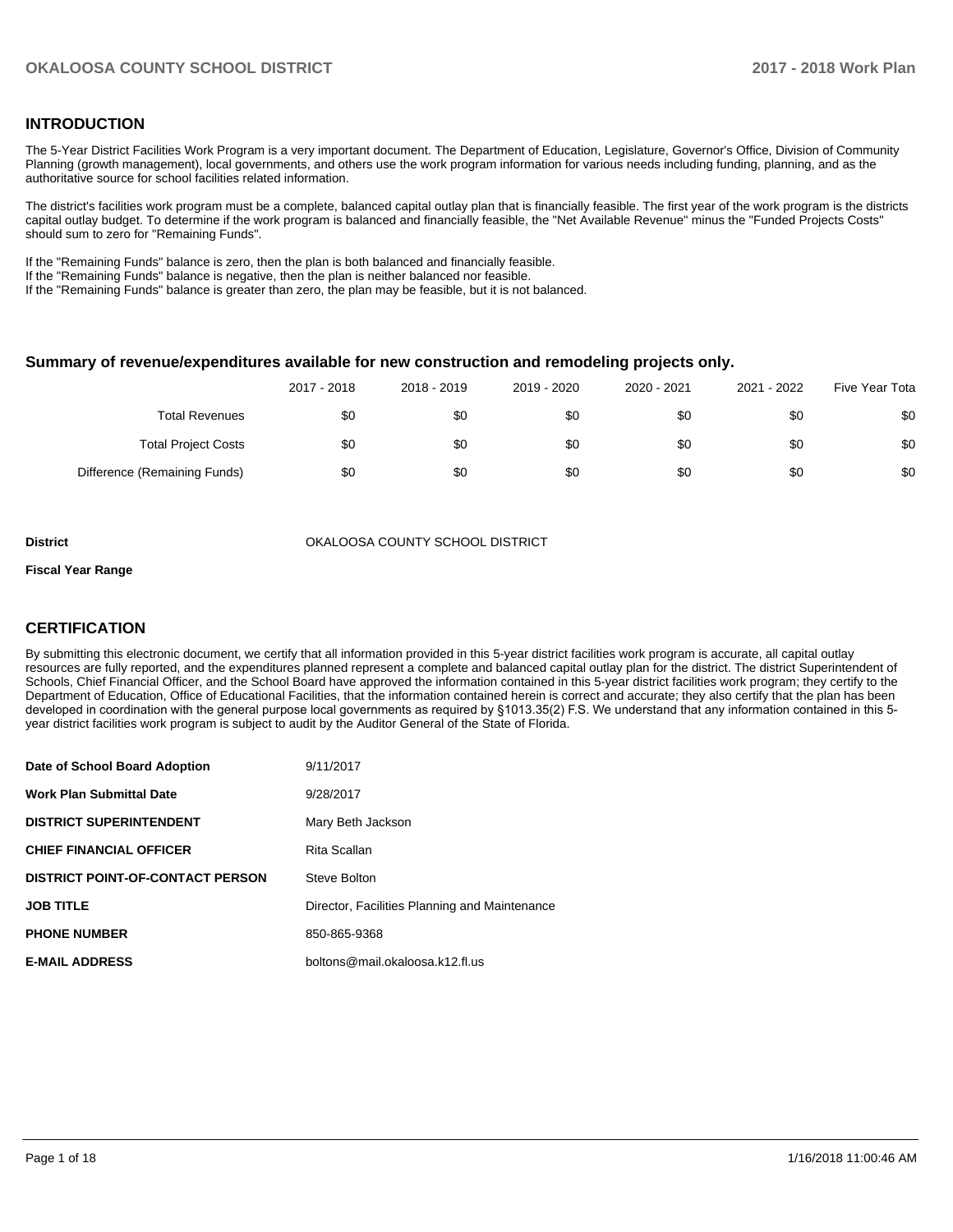## INTRODUCTION

The 5-Year District Facilities Work Program is a very important document. The Department of Education, Legislature, Governor's Office, Division of Community Planning (growth management), local governments, and others use the work program information for various needs including funding, planning, and as the authoritative source for school facilities related information.

The district's facilities work program must be a complete, balanced capital outlay plan that is financially feasible. The first year of the work program is the districts capital outlay budget. To determine if the work program is balanced and financially feasible, the "Net Available Revenue" minus the "Funded Projects Costs" should sum to zero for "Remaining Funds".

If the "Remaining Funds" balance is zero, then the plan is both balanced and financially feasible.
If the "Remaining Funds" balance is negative, then the plan is neither balanced nor feasible.
If the "Remaining Funds" balance is greater than zero, the plan may be feasible, but it is not balanced.

### Summary of revenue/expenditures available for new construction and remodeling projects only.

| | 2017 - 2018 | 2018 - 2019 | 2019 - 2020 | 2020 - 2021 | 2021 - 2022 | Five Year Tota |
|---|---|---|---|---|---|---|
| Total Revenues | $0 | $0 | $0 | $0 | $0 | $0 |
| Total Project Costs | $0 | $0 | $0 | $0 | $0 | $0 |
| Difference (Remaining Funds) | $0 | $0 | $0 | $0 | $0 | $0 |

| | |
|---|---|
| **District** | OKALOOSA COUNTY SCHOOL DISTRICT |
| **Fiscal Year Range** | |

## CERTIFICATION

By submitting this electronic document, we certify that all information provided in this 5-year district facilities work program is accurate, all capital outlay resources are fully reported, and the expenditures planned represent a complete and balanced capital outlay plan for the district. The district Superintendent of Schools, Chief Financial Officer, and the School Board have approved the information contained in this 5-year district facilities work program; they certify to the Department of Education, Office of Educational Facilities, that the information contained herein is correct and accurate; they also certify that the plan has been developed in coordination with the general purpose local governments as required by §1013.35(2) F.S. We understand that any information contained in this 5-year district facilities work program is subject to audit by the Auditor General of the State of Florida.

| | |
|---|---|
| **Date of School Board Adoption** | 9/11/2017 |
| **Work Plan Submittal Date** | 9/28/2017 |
| **DISTRICT SUPERINTENDENT** | Mary Beth Jackson |
| **CHIEF FINANCIAL OFFICER** | Rita Scallan |
| **DISTRICT POINT-OF-CONTACT PERSON** | Steve Bolton |
| **JOB TITLE** | Director, Facilities Planning and Maintenance |
| **PHONE NUMBER** | 850-865-9368 |
| **E-MAIL ADDRESS** | boltons@mail.okaloosa.k12.fl.us |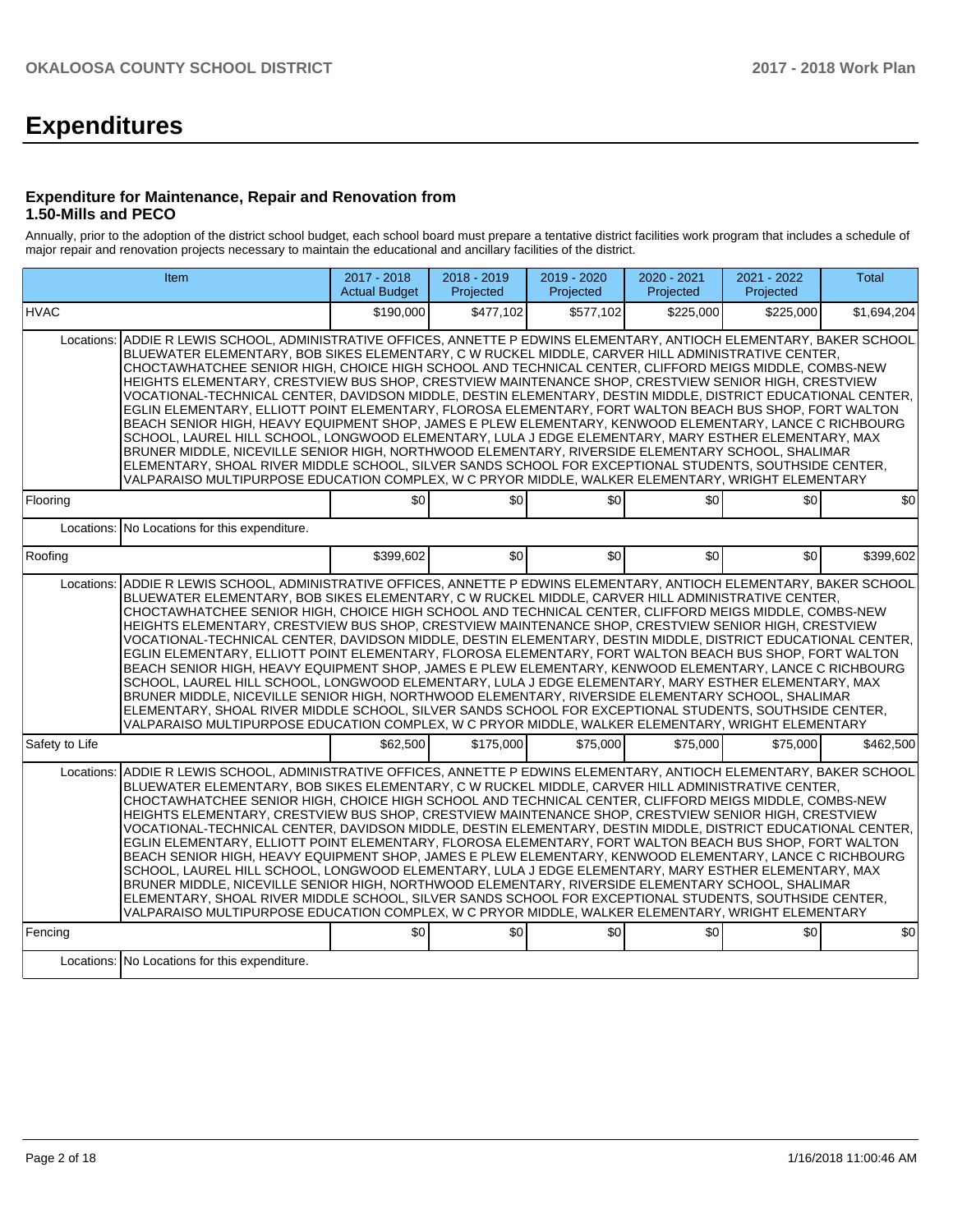# Expenditures

### Expenditure for Maintenance, Repair and Renovation from 1.50-Mills and PECO

Annually, prior to the adoption of the district school budget, each school board must prepare a tentative district facilities work program that includes a schedule of major repair and renovation projects necessary to maintain the educational and ancillary facilities of the district.

| Item | | 2017 - 2018 Actual Budget | 2018 - 2019 Projected | 2019 - 2020 Projected | 2020 - 2021 Projected | 2021 - 2022 Projected | Total |
|---|---|---|---|---|---|---|---|
| HVAC | | $190,000 | $477,102 | $577,102 | $225,000 | $225,000 | $1,694,204 |
| Locations: | ADDIE R LEWIS SCHOOL, ADMINISTRATIVE OFFICES, ANNETTE P EDWINS ELEMENTARY, ANTIOCH ELEMENTARY, BAKER SCHOOL, BLUEWATER ELEMENTARY, BOB SIKES ELEMENTARY, C W RUCKEL MIDDLE, CARVER HILL ADMINISTRATIVE CENTER, CHOCTAWHATCHEE SENIOR HIGH, CHOICE HIGH SCHOOL AND TECHNICAL CENTER, CLIFFORD MEIGS MIDDLE, COMBS-NEW HEIGHTS ELEMENTARY, CRESTVIEW BUS SHOP, CRESTVIEW MAINTENANCE SHOP, CRESTVIEW SENIOR HIGH, CRESTVIEW VOCATIONAL-TECHNICAL CENTER, DAVIDSON MIDDLE, DESTIN ELEMENTARY, DESTIN MIDDLE, DISTRICT EDUCATIONAL CENTER, EGLIN ELEMENTARY, ELLIOTT POINT ELEMENTARY, FLOROSA ELEMENTARY, FORT WALTON BEACH BUS SHOP, FORT WALTON BEACH SENIOR HIGH, HEAVY EQUIPMENT SHOP, JAMES E PLEW ELEMENTARY, KENWOOD ELEMENTARY, LANCE C RICHBOURG SCHOOL, LAUREL HILL SCHOOL, LONGWOOD ELEMENTARY, LULA J EDGE ELEMENTARY, MARY ESTHER ELEMENTARY, MAX BRUNER MIDDLE, NICEVILLE SENIOR HIGH, NORTHWOOD ELEMENTARY, RIVERSIDE ELEMENTARY SCHOOL, SHALIMAR ELEMENTARY, SHOAL RIVER MIDDLE SCHOOL, SILVER SANDS SCHOOL FOR EXCEPTIONAL STUDENTS, SOUTHSIDE CENTER, VALPARAISO MULTIPURPOSE EDUCATION COMPLEX, W C PRYOR MIDDLE, WALKER ELEMENTARY, WRIGHT ELEMENTARY | | | | | | |
| Flooring | | $0 | $0 | $0 | $0 | $0 | $0 |
| Locations: | No Locations for this expenditure. | | | | | | |
| Roofing | | $399,602 | $0 | $0 | $0 | $0 | $399,602 |
| Locations: | ADDIE R LEWIS SCHOOL, ADMINISTRATIVE OFFICES, ANNETTE P EDWINS ELEMENTARY, ANTIOCH ELEMENTARY, BAKER SCHOOL, BLUEWATER ELEMENTARY, BOB SIKES ELEMENTARY, C W RUCKEL MIDDLE, CARVER HILL ADMINISTRATIVE CENTER, CHOCTAWHATCHEE SENIOR HIGH, CHOICE HIGH SCHOOL AND TECHNICAL CENTER, CLIFFORD MEIGS MIDDLE, COMBS-NEW HEIGHTS ELEMENTARY, CRESTVIEW BUS SHOP, CRESTVIEW MAINTENANCE SHOP, CRESTVIEW SENIOR HIGH, CRESTVIEW VOCATIONAL-TECHNICAL CENTER, DAVIDSON MIDDLE, DESTIN ELEMENTARY, DESTIN MIDDLE, DISTRICT EDUCATIONAL CENTER, EGLIN ELEMENTARY, ELLIOTT POINT ELEMENTARY, FLOROSA ELEMENTARY, FORT WALTON BEACH BUS SHOP, FORT WALTON BEACH SENIOR HIGH, HEAVY EQUIPMENT SHOP, JAMES E PLEW ELEMENTARY, KENWOOD ELEMENTARY, LANCE C RICHBOURG SCHOOL, LAUREL HILL SCHOOL, LONGWOOD ELEMENTARY, LULA J EDGE ELEMENTARY, MARY ESTHER ELEMENTARY, MAX BRUNER MIDDLE, NICEVILLE SENIOR HIGH, NORTHWOOD ELEMENTARY, RIVERSIDE ELEMENTARY SCHOOL, SHALIMAR ELEMENTARY, SHOAL RIVER MIDDLE SCHOOL, SILVER SANDS SCHOOL FOR EXCEPTIONAL STUDENTS, SOUTHSIDE CENTER, VALPARAISO MULTIPURPOSE EDUCATION COMPLEX, W C PRYOR MIDDLE, WALKER ELEMENTARY, WRIGHT ELEMENTARY | | | | | | |
| Safety to Life | | $62,500 | $175,000 | $75,000 | $75,000 | $75,000 | $462,500 |
| Locations: | ADDIE R LEWIS SCHOOL, ADMINISTRATIVE OFFICES, ANNETTE P EDWINS ELEMENTARY, ANTIOCH ELEMENTARY, BAKER SCHOOL, BLUEWATER ELEMENTARY, BOB SIKES ELEMENTARY, C W RUCKEL MIDDLE, CARVER HILL ADMINISTRATIVE CENTER, CHOCTAWHATCHEE SENIOR HIGH, CHOICE HIGH SCHOOL AND TECHNICAL CENTER, CLIFFORD MEIGS MIDDLE, COMBS-NEW HEIGHTS ELEMENTARY, CRESTVIEW BUS SHOP, CRESTVIEW MAINTENANCE SHOP, CRESTVIEW SENIOR HIGH, CRESTVIEW VOCATIONAL-TECHNICAL CENTER, DAVIDSON MIDDLE, DESTIN ELEMENTARY, DESTIN MIDDLE, DISTRICT EDUCATIONAL CENTER, EGLIN ELEMENTARY, ELLIOTT POINT ELEMENTARY, FLOROSA ELEMENTARY, FORT WALTON BEACH BUS SHOP, FORT WALTON BEACH SENIOR HIGH, HEAVY EQUIPMENT SHOP, JAMES E PLEW ELEMENTARY, KENWOOD ELEMENTARY, LANCE C RICHBOURG SCHOOL, LAUREL HILL SCHOOL, LONGWOOD ELEMENTARY, LULA J EDGE ELEMENTARY, MARY ESTHER ELEMENTARY, MAX BRUNER MIDDLE, NICEVILLE SENIOR HIGH, NORTHWOOD ELEMENTARY, RIVERSIDE ELEMENTARY SCHOOL, SHALIMAR ELEMENTARY, SHOAL RIVER MIDDLE SCHOOL, SILVER SANDS SCHOOL FOR EXCEPTIONAL STUDENTS, SOUTHSIDE CENTER, VALPARAISO MULTIPURPOSE EDUCATION COMPLEX, W C PRYOR MIDDLE, WALKER ELEMENTARY, WRIGHT ELEMENTARY | | | | | | |
| Fencing | | $0 | $0 | $0 | $0 | $0 | $0 |
| Locations: | No Locations for this expenditure. | | | | | | |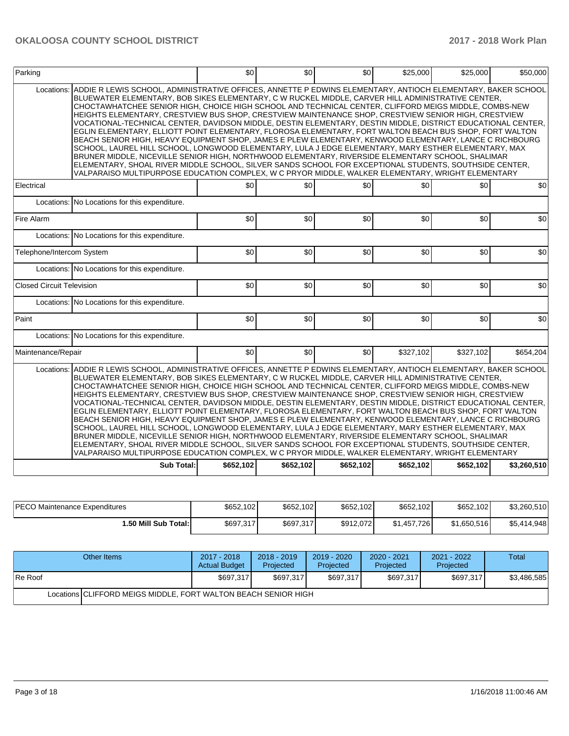| | | | | | | |
|---|---|---|---|---|---|---|
| Parking | | $0 | $0 | $0 | $25,000 | $25,000 | $50,000 |
| Locations: | ADDIE R LEWIS SCHOOL, ADMINISTRATIVE OFFICES, ANNETTE P EDWINS ELEMENTARY, ANTIOCH ELEMENTARY, BAKER SCHOOL, BLUEWATER ELEMENTARY, BOB SIKES ELEMENTARY, C W RUCKEL MIDDLE, CARVER HILL ADMINISTRATIVE CENTER, CHOCTAWHATCHEE SENIOR HIGH, CHOICE HIGH SCHOOL AND TECHNICAL CENTER, CLIFFORD MEIGS MIDDLE, COMBS-NEW HEIGHTS ELEMENTARY, CRESTVIEW BUS SHOP, CRESTVIEW MAINTENANCE SHOP, CRESTVIEW SENIOR HIGH, CRESTVIEW VOCATIONAL-TECHNICAL CENTER, DAVIDSON MIDDLE, DESTIN ELEMENTARY, DESTIN MIDDLE, DISTRICT EDUCATIONAL CENTER, EGLIN ELEMENTARY, ELLIOTT POINT ELEMENTARY, FLOROSA ELEMENTARY, FORT WALTON BEACH BUS SHOP, FORT WALTON BEACH SENIOR HIGH, HEAVY EQUIPMENT SHOP, JAMES E PLEW ELEMENTARY, KENWOOD ELEMENTARY, LANCE C RICHBOURG SCHOOL, LAUREL HILL SCHOOL, LONGWOOD ELEMENTARY, LULA J EDGE ELEMENTARY, MARY ESTHER ELEMENTARY, MAX BRUNER MIDDLE, NICEVILLE SENIOR HIGH, NORTHWOOD ELEMENTARY, RIVERSIDE ELEMENTARY SCHOOL, SHALIMAR ELEMENTARY, SHOAL RIVER MIDDLE SCHOOL, SILVER SANDS SCHOOL FOR EXCEPTIONAL STUDENTS, SOUTHSIDE CENTER, VALPARAISO MULTIPURPOSE EDUCATION COMPLEX, W C PRYOR MIDDLE, WALKER ELEMENTARY, WRIGHT ELEMENTARY | | | | | | |
| Electrical | | $0 | $0 | $0 | $0 | $0 | $0 |
| Locations: | No Locations for this expenditure. | | | | | | |
| Fire Alarm | | $0 | $0 | $0 | $0 | $0 | $0 |
| Locations: | No Locations for this expenditure. | | | | | | |
| Telephone/Intercom System | | $0 | $0 | $0 | $0 | $0 | $0 |
| Locations: | No Locations for this expenditure. | | | | | | |
| Closed Circuit Television | | $0 | $0 | $0 | $0 | $0 | $0 |
| Locations: | No Locations for this expenditure. | | | | | | |
| Paint | | $0 | $0 | $0 | $0 | $0 | $0 |
| Locations: | No Locations for this expenditure. | | | | | | |
| Maintenance/Repair | | $0 | $0 | $0 | $327,102 | $327,102 | $654,204 |
| Locations: | ADDIE R LEWIS SCHOOL, ADMINISTRATIVE OFFICES, ANNETTE P EDWINS ELEMENTARY, ANTIOCH ELEMENTARY, BAKER SCHOOL, BLUEWATER ELEMENTARY, BOB SIKES ELEMENTARY, C W RUCKEL MIDDLE, CARVER HILL ADMINISTRATIVE CENTER, CHOCTAWHATCHEE SENIOR HIGH, CHOICE HIGH SCHOOL AND TECHNICAL CENTER, CLIFFORD MEIGS MIDDLE, COMBS-NEW HEIGHTS ELEMENTARY, CRESTVIEW BUS SHOP, CRESTVIEW MAINTENANCE SHOP, CRESTVIEW SENIOR HIGH, CRESTVIEW VOCATIONAL-TECHNICAL CENTER, DAVIDSON MIDDLE, DESTIN ELEMENTARY, DESTIN MIDDLE, DISTRICT EDUCATIONAL CENTER, EGLIN ELEMENTARY, ELLIOTT POINT ELEMENTARY, FLOROSA ELEMENTARY, FORT WALTON BEACH BUS SHOP, FORT WALTON BEACH SENIOR HIGH, HEAVY EQUIPMENT SHOP, JAMES E PLEW ELEMENTARY, KENWOOD ELEMENTARY, LANCE C RICHBOURG SCHOOL, LAUREL HILL SCHOOL, LONGWOOD ELEMENTARY, LULA J EDGE ELEMENTARY, MARY ESTHER ELEMENTARY, MAX BRUNER MIDDLE, NICEVILLE SENIOR HIGH, NORTHWOOD ELEMENTARY, RIVERSIDE ELEMENTARY SCHOOL, SHALIMAR ELEMENTARY, SHOAL RIVER MIDDLE SCHOOL, SILVER SANDS SCHOOL FOR EXCEPTIONAL STUDENTS, SOUTHSIDE CENTER, VALPARAISO MULTIPURPOSE EDUCATION COMPLEX, W C PRYOR MIDDLE, WALKER ELEMENTARY, WRIGHT ELEMENTARY | | | | | | |
| | **Sub Total:** | **$652,102** | **$652,102** | **$652,102** | **$652,102** | **$652,102** | **$3,260,510** |

| | | | | | | |
|---|---|---|---|---|---|---|
| PECO Maintenance Expenditures | $652,102 | $652,102 | $652,102 | $652,102 | $652,102 | $3,260,510 |
| **1.50 Mill Sub Total:** | $697,317 | $697,317 | $912,072 | $1,457,726 | $1,650,516 | $5,414,948 |

| Other Items | | 2017 - 2018 Actual Budget | 2018 - 2019 Projected | 2019 - 2020 Projected | 2020 - 2021 Projected | 2021 - 2022 Projected | Total |
|---|---|---|---|---|---|---|---|
| Re Roof | | $697,317 | $697,317 | $697,317 | $697,317 | $697,317 | $3,486,585 |
| Locations | CLIFFORD MEIGS MIDDLE, FORT WALTON BEACH SENIOR HIGH | | | | | | |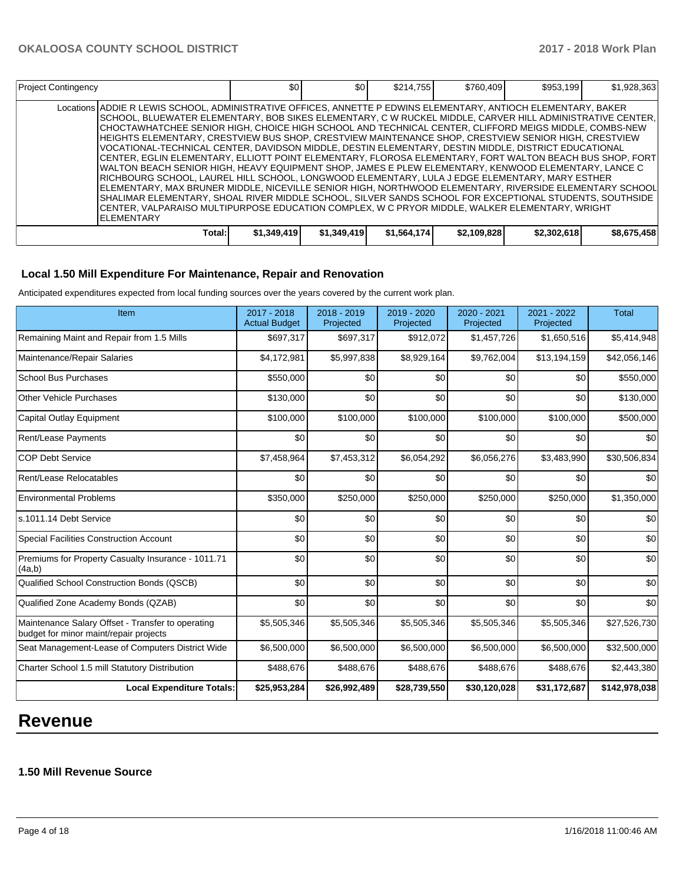| Project Contingency | | $0 | $0 | $214,755 | $760,409 | $953,199 | $1,928,363 |
|---|---|---|---|---|---|---|---|
| | Locations | ADDIE R LEWIS SCHOOL, ADMINISTRATIVE OFFICES, ANNETTE P EDWINS ELEMENTARY, ANTIOCH ELEMENTARY, BAKER SCHOOL, BLUEWATER ELEMENTARY, BOB SIKES ELEMENTARY, C W RUCKEL MIDDLE, CARVER HILL ADMINISTRATIVE CENTER, CHOCTAWHATCHEE SENIOR HIGH, CHOICE HIGH SCHOOL AND TECHNICAL CENTER, CLIFFORD MEIGS MIDDLE, COMBS-NEW HEIGHTS ELEMENTARY, CRESTVIEW BUS SHOP, CRESTVIEW MAINTENANCE SHOP, CRESTVIEW SENIOR HIGH, CRESTVIEW VOCATIONAL-TECHNICAL CENTER, DAVIDSON MIDDLE, DESTIN ELEMENTARY, DESTIN MIDDLE, DISTRICT EDUCATIONAL CENTER, EGLIN ELEMENTARY, ELLIOTT POINT ELEMENTARY, FLOROSA ELEMENTARY, FORT WALTON BEACH BUS SHOP, FORT WALTON BEACH SENIOR HIGH, HEAVY EQUIPMENT SHOP, JAMES E PLEW ELEMENTARY, KENWOOD ELEMENTARY, LANCE C RICHBOURG SCHOOL, LAUREL HILL SCHOOL, LONGWOOD ELEMENTARY, LULA J EDGE ELEMENTARY, MARY ESTHER ELEMENTARY, MAX BRUNER MIDDLE, NICEVILLE SENIOR HIGH, NORTHWOOD ELEMENTARY, RIVERSIDE ELEMENTARY SCHOOL, SHALIMAR ELEMENTARY, SHOAL RIVER MIDDLE SCHOOL, SILVER SANDS SCHOOL FOR EXCEPTIONAL STUDENTS, SOUTHSIDE CENTER, VALPARAISO MULTIPURPOSE EDUCATION COMPLEX, W C PRYOR MIDDLE, WALKER ELEMENTARY, WRIGHT ELEMENTARY | | | | | | |
| | Total: | $1,349,419 | $1,349,419 | $1,564,174 | $2,109,828 | $2,302,618 | $8,675,458 |

### Local 1.50 Mill Expenditure For Maintenance, Repair and Renovation

Anticipated expenditures expected from local funding sources over the years covered by the current work plan.

| Item | 2017 - 2018 Actual Budget | 2018 - 2019 Projected | 2019 - 2020 Projected | 2020 - 2021 Projected | 2021 - 2022 Projected | Total |
|---|---|---|---|---|---|---|
| Remaining Maint and Repair from 1.5 Mills | $697,317 | $697,317 | $912,072 | $1,457,726 | $1,650,516 | $5,414,948 |
| Maintenance/Repair Salaries | $4,172,981 | $5,997,838 | $8,929,164 | $9,762,004 | $13,194,159 | $42,056,146 |
| School Bus Purchases | $550,000 | $0 | $0 | $0 | $0 | $550,000 |
| Other Vehicle Purchases | $130,000 | $0 | $0 | $0 | $0 | $130,000 |
| Capital Outlay Equipment | $100,000 | $100,000 | $100,000 | $100,000 | $100,000 | $500,000 |
| Rent/Lease Payments | $0 | $0 | $0 | $0 | $0 | $0 |
| COP Debt Service | $7,458,964 | $7,453,312 | $6,054,292 | $6,056,276 | $3,483,990 | $30,506,834 |
| Rent/Lease Relocatables | $0 | $0 | $0 | $0 | $0 | $0 |
| Environmental Problems | $350,000 | $250,000 | $250,000 | $250,000 | $250,000 | $1,350,000 |
| s.1011.14 Debt Service | $0 | $0 | $0 | $0 | $0 | $0 |
| Special Facilities Construction Account | $0 | $0 | $0 | $0 | $0 | $0 |
| Premiums for Property Casualty Insurance - 1011.71 (4a,b) | $0 | $0 | $0 | $0 | $0 | $0 |
| Qualified School Construction Bonds (QSCB) | $0 | $0 | $0 | $0 | $0 | $0 |
| Qualified Zone Academy Bonds (QZAB) | $0 | $0 | $0 | $0 | $0 | $0 |
| Maintenance Salary Offset - Transfer to operating budget for minor maint/repair projects | $5,505,346 | $5,505,346 | $5,505,346 | $5,505,346 | $5,505,346 | $27,526,730 |
| Seat Management-Lease of Computers District Wide | $6,500,000 | $6,500,000 | $6,500,000 | $6,500,000 | $6,500,000 | $32,500,000 |
| Charter School 1.5 mill Statutory Distribution | $488,676 | $488,676 | $488,676 | $488,676 | $488,676 | $2,443,380 |
| **Local Expenditure Totals:** | **$25,953,284** | **$26,992,489** | **$28,739,550** | **$30,120,028** | **$31,172,687** | **$142,978,038** |

# Revenue

### 1.50 Mill Revenue Source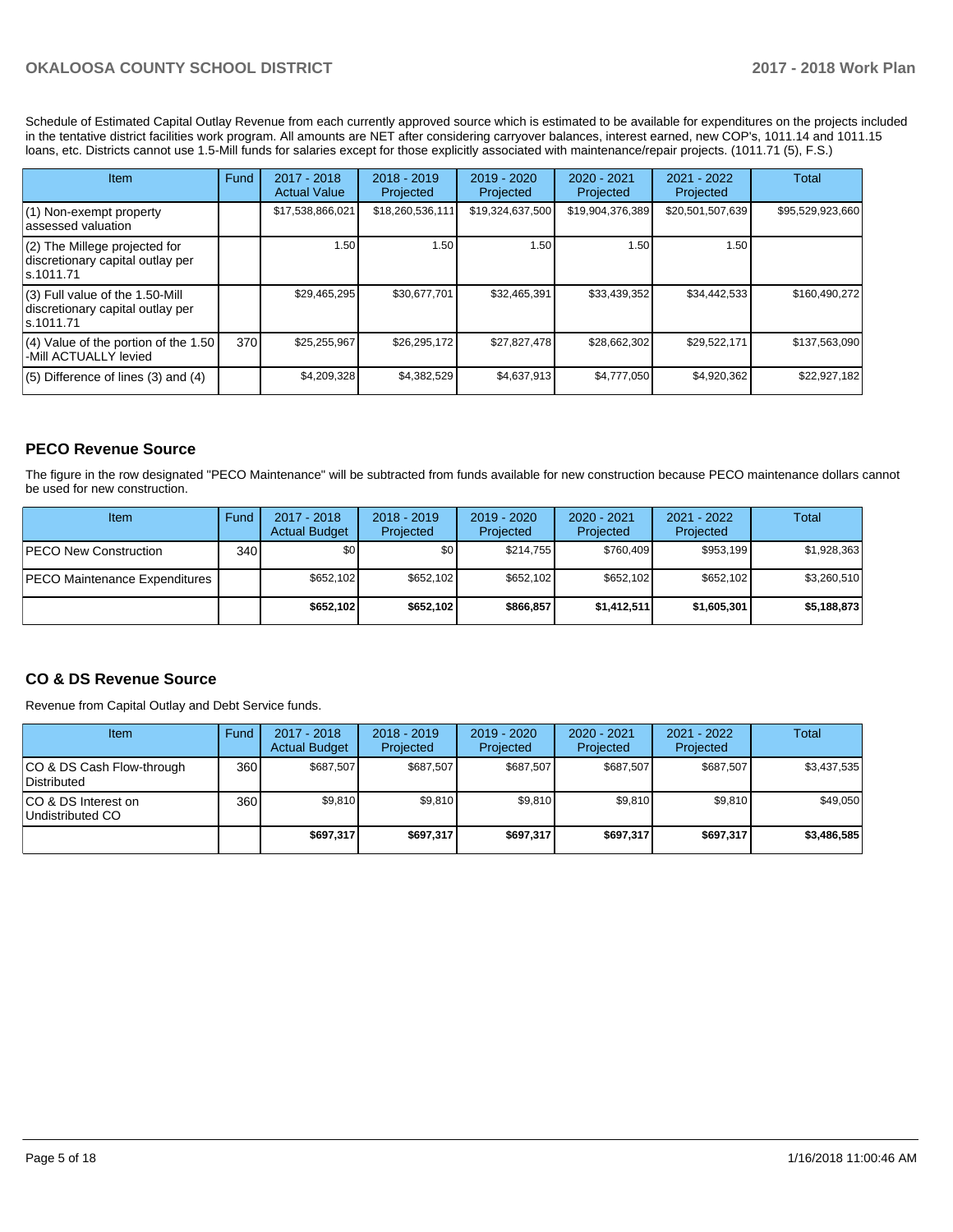Schedule of Estimated Capital Outlay Revenue from each currently approved source which is estimated to be available for expenditures on the projects included in the tentative district facilities work program. All amounts are NET after considering carryover balances, interest earned, new COP's, 1011.14 and 1011.15 loans, etc. Districts cannot use 1.5-Mill funds for salaries except for those explicitly associated with maintenance/repair projects. (1011.71 (5), F.S.)

| Item | Fund | 2017 - 2018 Actual Value | 2018 - 2019 Projected | 2019 - 2020 Projected | 2020 - 2021 Projected | 2021 - 2022 Projected | Total |
|---|---|---|---|---|---|---|---|
| (1) Non-exempt property assessed valuation | | $17,538,866,021 | $18,260,536,111 | $19,324,637,500 | $19,904,376,389 | $20,501,507,639 | $95,529,923,660 |
| (2) The Millege projected for discretionary capital outlay per s.1011.71 | | 1.50 | 1.50 | 1.50 | 1.50 | 1.50 | |
| (3) Full value of the 1.50-Mill discretionary capital outlay per s.1011.71 | | $29,465,295 | $30,677,701 | $32,465,391 | $33,439,352 | $34,442,533 | $160,490,272 |
| (4) Value of the portion of the 1.50 -Mill ACTUALLY levied | 370 | $25,255,967 | $26,295,172 | $27,827,478 | $28,662,302 | $29,522,171 | $137,563,090 |
| (5) Difference of lines (3) and (4) | | $4,209,328 | $4,382,529 | $4,637,913 | $4,777,050 | $4,920,362 | $22,927,182 |

## PECO Revenue Source

The figure in the row designated "PECO Maintenance" will be subtracted from funds available for new construction because PECO maintenance dollars cannot be used for new construction.

| Item | Fund | 2017 - 2018 Actual Budget | 2018 - 2019 Projected | 2019 - 2020 Projected | 2020 - 2021 Projected | 2021 - 2022 Projected | Total |
|---|---|---|---|---|---|---|---|
| PECO New Construction | 340 | $0 | $0 | $214,755 | $760,409 | $953,199 | $1,928,363 |
| PECO Maintenance Expenditures | | $652,102 | $652,102 | $652,102 | $652,102 | $652,102 | $3,260,510 |
| | | **$652,102** | **$652,102** | **$866,857** | **$1,412,511** | **$1,605,301** | **$5,188,873** |

## CO & DS Revenue Source

Revenue from Capital Outlay and Debt Service funds.

| Item | Fund | 2017 - 2018 Actual Budget | 2018 - 2019 Projected | 2019 - 2020 Projected | 2020 - 2021 Projected | 2021 - 2022 Projected | Total |
|---|---|---|---|---|---|---|---|
| CO & DS Cash Flow-through Distributed | 360 | $687,507 | $687,507 | $687,507 | $687,507 | $687,507 | $3,437,535 |
| CO & DS Interest on Undistributed CO | 360 | $9,810 | $9,810 | $9,810 | $9,810 | $9,810 | $49,050 |
| | | **$697,317** | **$697,317** | **$697,317** | **$697,317** | **$697,317** | **$3,486,585** |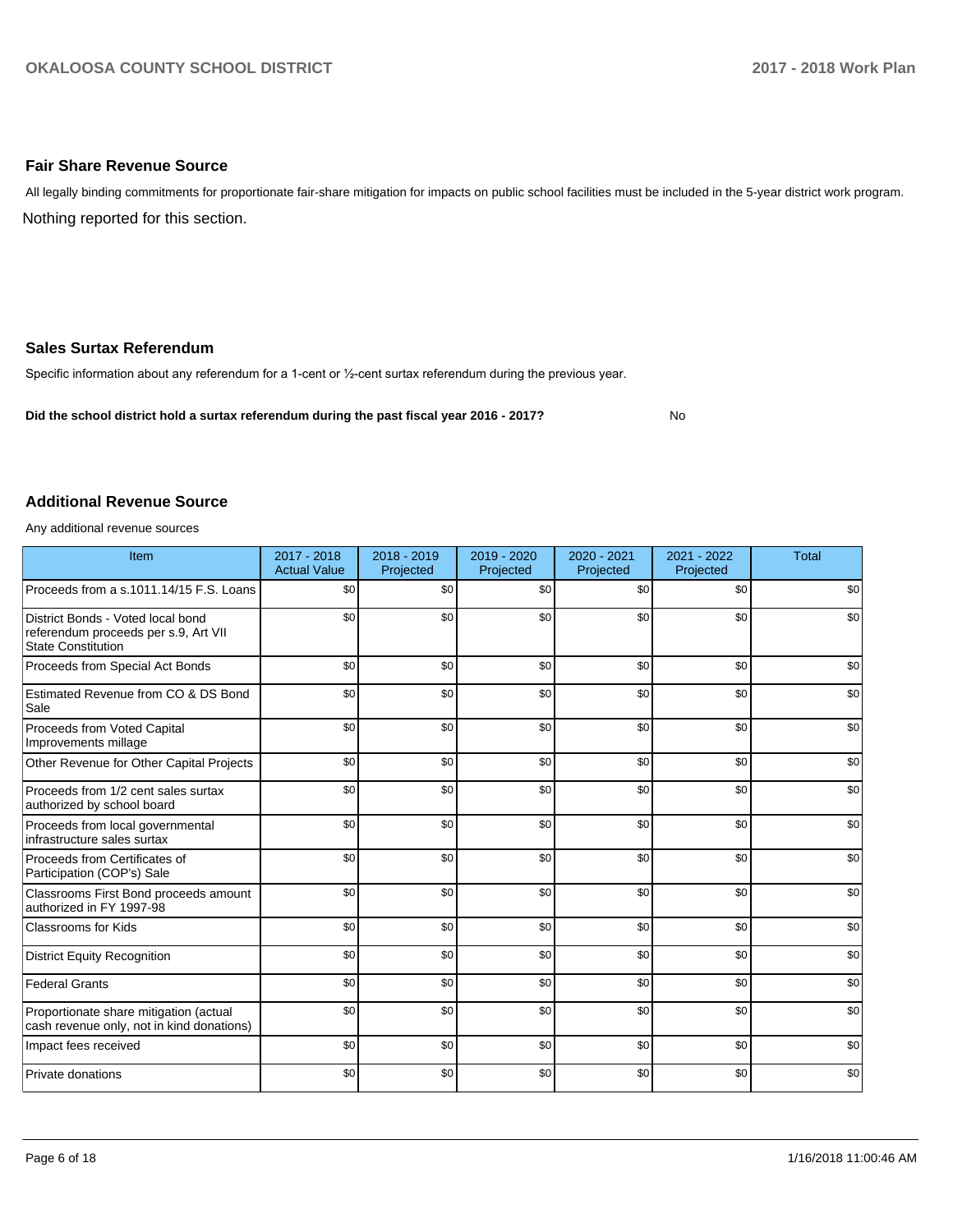## Fair Share Revenue Source

All legally binding commitments for proportionate fair-share mitigation for impacts on public school facilities must be included in the 5-year district work program.

Nothing reported for this section.

## Sales Surtax Referendum

Specific information about any referendum for a 1-cent or ½-cent surtax referendum during the previous year.

**Did the school district hold a surtax referendum during the past fiscal year 2016 - 2017?** No

## Additional Revenue Source

Any additional revenue sources

| Item | 2017 - 2018 Actual Value | 2018 - 2019 Projected | 2019 - 2020 Projected | 2020 - 2021 Projected | 2021 - 2022 Projected | Total |
|---|---|---|---|---|---|---|
| Proceeds from a s.1011.14/15 F.S. Loans | $0 | $0 | $0 | $0 | $0 | $0 |
| District Bonds - Voted local bond referendum proceeds per s.9, Art VII State Constitution | $0 | $0 | $0 | $0 | $0 | $0 |
| Proceeds from Special Act Bonds | $0 | $0 | $0 | $0 | $0 | $0 |
| Estimated Revenue from CO & DS Bond Sale | $0 | $0 | $0 | $0 | $0 | $0 |
| Proceeds from Voted Capital Improvements millage | $0 | $0 | $0 | $0 | $0 | $0 |
| Other Revenue for Other Capital Projects | $0 | $0 | $0 | $0 | $0 | $0 |
| Proceeds from 1/2 cent sales surtax authorized by school board | $0 | $0 | $0 | $0 | $0 | $0 |
| Proceeds from local governmental infrastructure sales surtax | $0 | $0 | $0 | $0 | $0 | $0 |
| Proceeds from Certificates of Participation (COP's) Sale | $0 | $0 | $0 | $0 | $0 | $0 |
| Classrooms First Bond proceeds amount authorized in FY 1997-98 | $0 | $0 | $0 | $0 | $0 | $0 |
| Classrooms for Kids | $0 | $0 | $0 | $0 | $0 | $0 |
| District Equity Recognition | $0 | $0 | $0 | $0 | $0 | $0 |
| Federal Grants | $0 | $0 | $0 | $0 | $0 | $0 |
| Proportionate share mitigation (actual cash revenue only, not in kind donations) | $0 | $0 | $0 | $0 | $0 | $0 |
| Impact fees received | $0 | $0 | $0 | $0 | $0 | $0 |
| Private donations | $0 | $0 | $0 | $0 | $0 | $0 |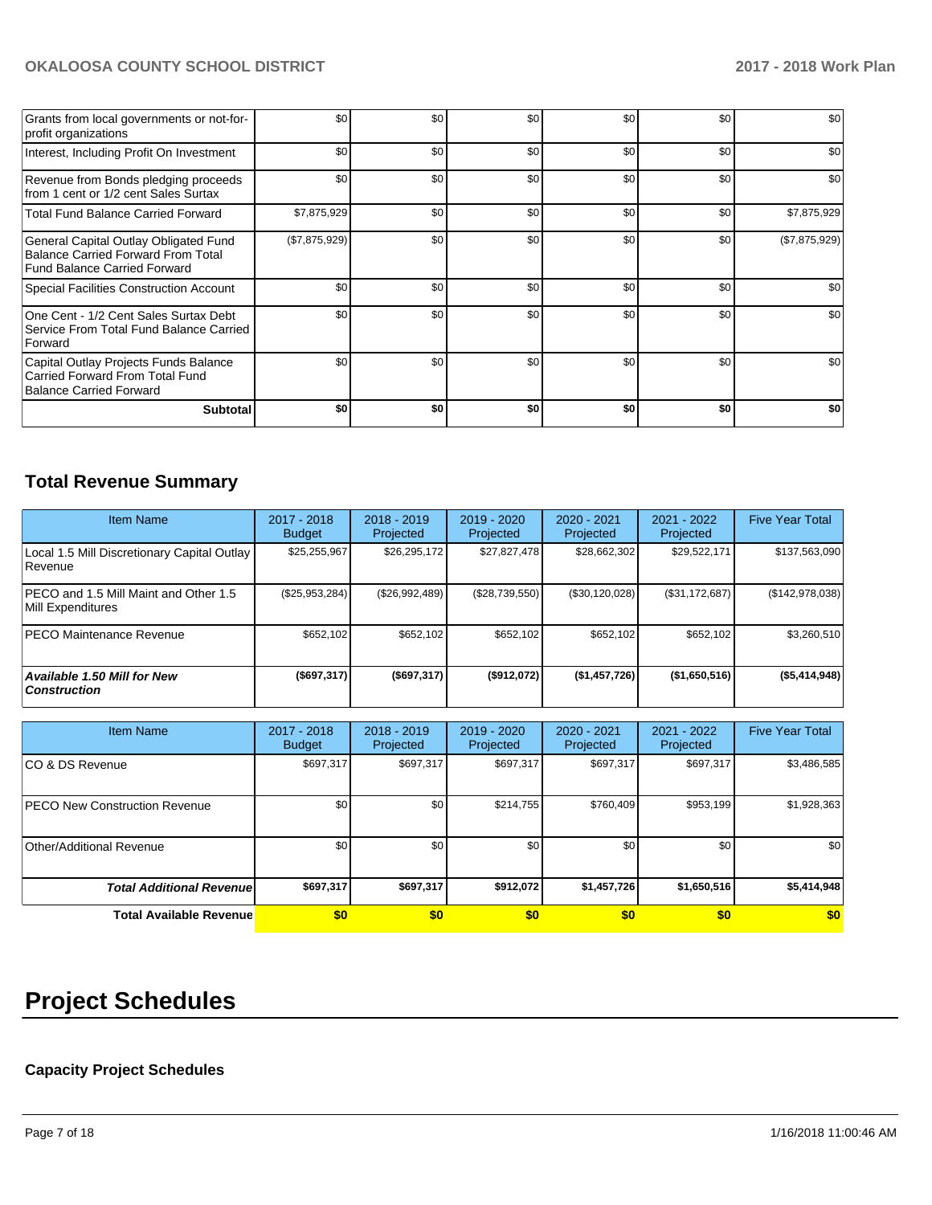| | | | | | | |
|---|---|---|---|---|---|---|
| Grants from local governments or not-for-profit organizations | $0 | $0 | $0 | $0 | $0 | $0 |
| Interest, Including Profit On Investment | $0 | $0 | $0 | $0 | $0 | $0 |
| Revenue from Bonds pledging proceeds from 1 cent or 1/2 cent Sales Surtax | $0 | $0 | $0 | $0 | $0 | $0 |
| Total Fund Balance Carried Forward | $7,875,929 | $0 | $0 | $0 | $0 | $7,875,929 |
| General Capital Outlay Obligated Fund Balance Carried Forward From Total Fund Balance Carried Forward | ($7,875,929) | $0 | $0 | $0 | $0 | ($7,875,929) |
| Special Facilities Construction Account | $0 | $0 | $0 | $0 | $0 | $0 |
| One Cent - 1/2 Cent Sales Surtax Debt Service From Total Fund Balance Carried Forward | $0 | $0 | $0 | $0 | $0 | $0 |
| Capital Outlay Projects Funds Balance Carried Forward From Total Fund Balance Carried Forward | $0 | $0 | $0 | $0 | $0 | $0 |
| **Subtotal** | **$0** | **$0** | **$0** | **$0** | **$0** | **$0** |

## Total Revenue Summary

| Item Name | 2017 - 2018 Budget | 2018 - 2019 Projected | 2019 - 2020 Projected | 2020 - 2021 Projected | 2021 - 2022 Projected | Five Year Total |
|---|---|---|---|---|---|---|
| Local 1.5 Mill Discretionary Capital Outlay Revenue | $25,255,967 | $26,295,172 | $27,827,478 | $28,662,302 | $29,522,171 | $137,563,090 |
| PECO and 1.5 Mill Maint and Other 1.5 Mill Expenditures | ($25,953,284) | ($26,992,489) | ($28,739,550) | ($30,120,028) | ($31,172,687) | ($142,978,038) |
| PECO Maintenance Revenue | $652,102 | $652,102 | $652,102 | $652,102 | $652,102 | $3,260,510 |
| ***Available 1.50 Mill for New Construction*** | **($697,317)** | **($697,317)** | **($912,072)** | **($1,457,726)** | **($1,650,516)** | **($5,414,948)** |

| Item Name | 2017 - 2018 Budget | 2018 - 2019 Projected | 2019 - 2020 Projected | 2020 - 2021 Projected | 2021 - 2022 Projected | Five Year Total |
|---|---|---|---|---|---|---|
| CO & DS Revenue | $697,317 | $697,317 | $697,317 | $697,317 | $697,317 | $3,486,585 |
| PECO New Construction Revenue | $0 | $0 | $214,755 | $760,409 | $953,199 | $1,928,363 |
| Other/Additional Revenue | $0 | $0 | $0 | $0 | $0 | $0 |
| ***Total Additional Revenue*** | **$697,317** | **$697,317** | **$912,072** | **$1,457,726** | **$1,650,516** | **$5,414,948** |
| **Total Available Revenue** | **$0** | **$0** | **$0** | **$0** | **$0** | **$0** |

# Project Schedules

### Capacity Project Schedules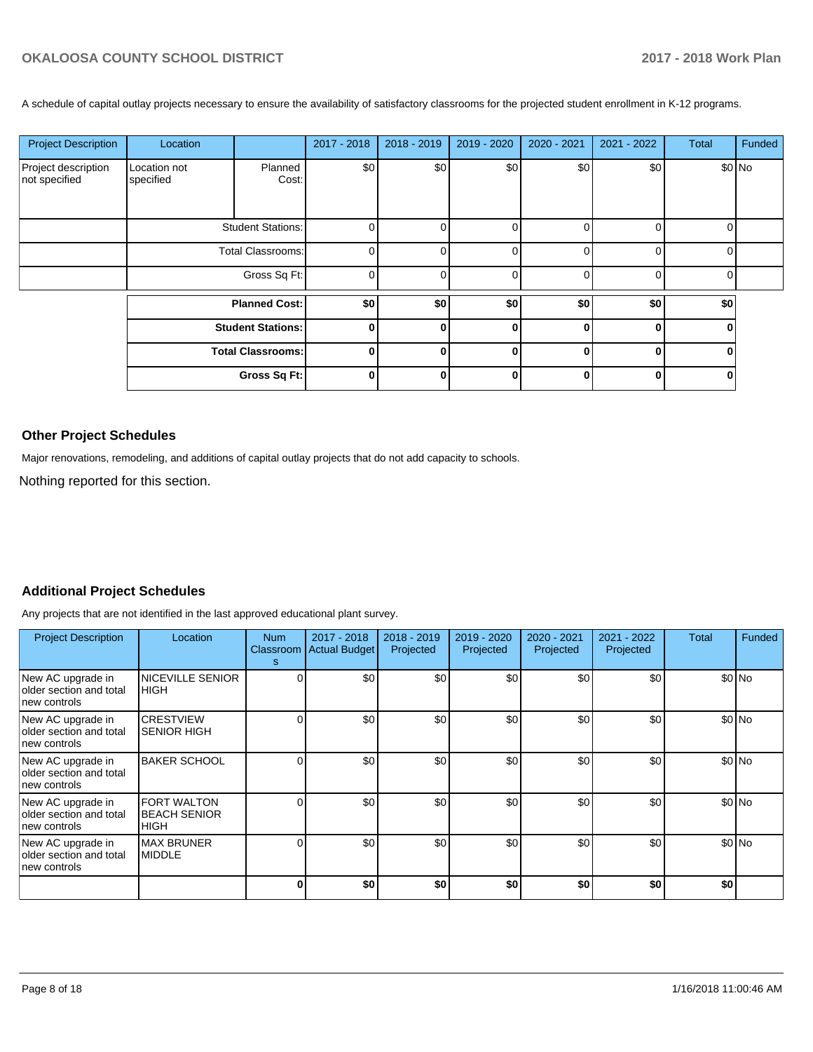A schedule of capital outlay projects necessary to ensure the availability of satisfactory classrooms for the projected student enrollment in K-12 programs.

| Project Description | Location | | 2017 - 2018 | 2018 - 2019 | 2019 - 2020 | 2020 - 2021 | 2021 - 2022 | Total | Funded |
|---|---|---|---|---|---|---|---|---|---|
| Project description not specified | Location not specified | Planned Cost: | $0 | $0 | $0 | $0 | $0 | $0 | No |
| | | Student Stations: | 0 | 0 | 0 | 0 | 0 | 0 | |
| | | Total Classrooms: | 0 | 0 | 0 | 0 | 0 | 0 | |
| | | Gross Sq Ft: | 0 | 0 | 0 | 0 | 0 | 0 | |
| | | **Planned Cost:** | **$0** | **$0** | **$0** | **$0** | **$0** | **$0** | |
| | | **Student Stations:** | **0** | **0** | **0** | **0** | **0** | **0** | |
| | | **Total Classrooms:** | **0** | **0** | **0** | **0** | **0** | **0** | |
| | | **Gross Sq Ft:** | **0** | **0** | **0** | **0** | **0** | **0** | |

### Other Project Schedules

Major renovations, remodeling, and additions of capital outlay projects that do not add capacity to schools.

Nothing reported for this section.

### Additional Project Schedules

Any projects that are not identified in the last approved educational plant survey.

| Project Description | Location | Num Classrooms | 2017 - 2018 Actual Budget | 2018 - 2019 Projected | 2019 - 2020 Projected | 2020 - 2021 Projected | 2021 - 2022 Projected | Total | Funded |
|---|---|---|---|---|---|---|---|---|---|
| New AC upgrade in older section and total new controls | NICEVILLE SENIOR HIGH | 0 | $0 | $0 | $0 | $0 | $0 | $0 | No |
| New AC upgrade in older section and total new controls | CRESTVIEW SENIOR HIGH | 0 | $0 | $0 | $0 | $0 | $0 | $0 | No |
| New AC upgrade in older section and total new controls | BAKER SCHOOL | 0 | $0 | $0 | $0 | $0 | $0 | $0 | No |
| New AC upgrade in older section and total new controls | FORT WALTON BEACH SENIOR HIGH | 0 | $0 | $0 | $0 | $0 | $0 | $0 | No |
| New AC upgrade in older section and total new controls | MAX BRUNER MIDDLE | 0 | $0 | $0 | $0 | $0 | $0 | $0 | No |
| | | **0** | **$0** | **$0** | **$0** | **$0** | **$0** | **$0** | |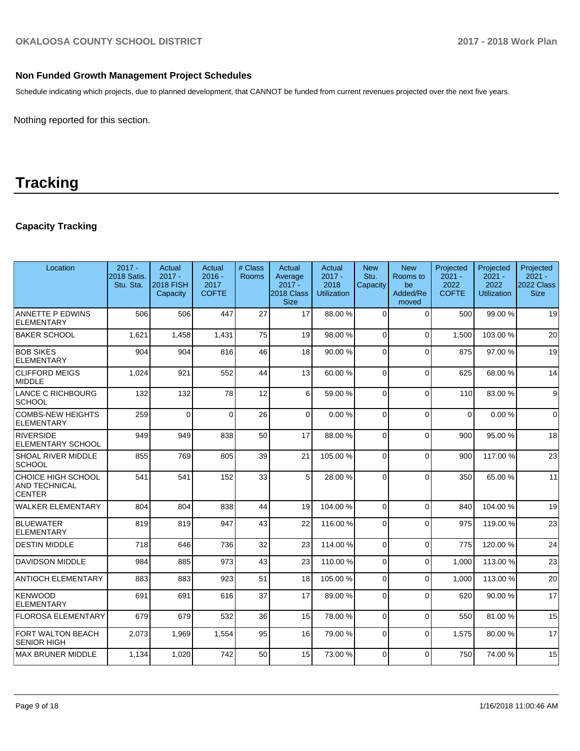### Non Funded Growth Management Project Schedules

Schedule indicating which projects, due to planned development, that CANNOT be funded from current revenues projected over the next five years.

Nothing reported for this section.

# Tracking

### Capacity Tracking

| Location | 2017 - 2018 Satis. Stu. Sta. | Actual 2017 - 2018 FISH Capacity | Actual 2016 - 2017 COFTE | # Class Rooms | Actual Average 2017 - 2018 Class Size | Actual 2017 - 2018 Utilization | New Stu. Capacity | New Rooms to be Added/Removed | Projected 2021 - 2022 COFTE | Projected 2021 - 2022 Utilization | Projected 2021 - 2022 Class Size |
|---|---|---|---|---|---|---|---|---|---|---|---|
| ANNETTE P EDWINS ELEMENTARY | 506 | 506 | 447 | 27 | 17 | 88.00 % | 0 | 0 | 500 | 99.00 % | 19 |
| BAKER SCHOOL | 1,621 | 1,458 | 1,431 | 75 | 19 | 98.00 % | 0 | 0 | 1,500 | 103.00 % | 20 |
| BOB SIKES ELEMENTARY | 904 | 904 | 816 | 46 | 18 | 90.00 % | 0 | 0 | 875 | 97.00 % | 19 |
| CLIFFORD MEIGS MIDDLE | 1,024 | 921 | 552 | 44 | 13 | 60.00 % | 0 | 0 | 625 | 68.00 % | 14 |
| LANCE C RICHBOURG SCHOOL | 132 | 132 | 78 | 12 | 6 | 59.00 % | 0 | 0 | 110 | 83.00 % | 9 |
| COMBS-NEW HEIGHTS ELEMENTARY | 259 | 0 | 0 | 26 | 0 | 0.00 % | 0 | 0 | 0 | 0.00 % | 0 |
| RIVERSIDE ELEMENTARY SCHOOL | 949 | 949 | 838 | 50 | 17 | 88.00 % | 0 | 0 | 900 | 95.00 % | 18 |
| SHOAL RIVER MIDDLE SCHOOL | 855 | 769 | 805 | 39 | 21 | 105.00 % | 0 | 0 | 900 | 117.00 % | 23 |
| CHOICE HIGH SCHOOL AND TECHNICAL CENTER | 541 | 541 | 152 | 33 | 5 | 28.00 % | 0 | 0 | 350 | 65.00 % | 11 |
| WALKER ELEMENTARY | 804 | 804 | 838 | 44 | 19 | 104.00 % | 0 | 0 | 840 | 104.00 % | 19 |
| BLUEWATER ELEMENTARY | 819 | 819 | 947 | 43 | 22 | 116.00 % | 0 | 0 | 975 | 119.00 % | 23 |
| DESTIN MIDDLE | 718 | 646 | 736 | 32 | 23 | 114.00 % | 0 | 0 | 775 | 120.00 % | 24 |
| DAVIDSON MIDDLE | 984 | 885 | 973 | 43 | 23 | 110.00 % | 0 | 0 | 1,000 | 113.00 % | 23 |
| ANTIOCH ELEMENTARY | 883 | 883 | 923 | 51 | 18 | 105.00 % | 0 | 0 | 1,000 | 113.00 % | 20 |
| KENWOOD ELEMENTARY | 691 | 691 | 616 | 37 | 17 | 89.00 % | 0 | 0 | 620 | 90.00 % | 17 |
| FLOROSA ELEMENTARY | 679 | 679 | 532 | 36 | 15 | 78.00 % | 0 | 0 | 550 | 81.00 % | 15 |
| FORT WALTON BEACH SENIOR HIGH | 2,073 | 1,969 | 1,554 | 95 | 16 | 79.00 % | 0 | 0 | 1,575 | 80.00 % | 17 |
| MAX BRUNER MIDDLE | 1,134 | 1,020 | 742 | 50 | 15 | 73.00 % | 0 | 0 | 750 | 74.00 % | 15 |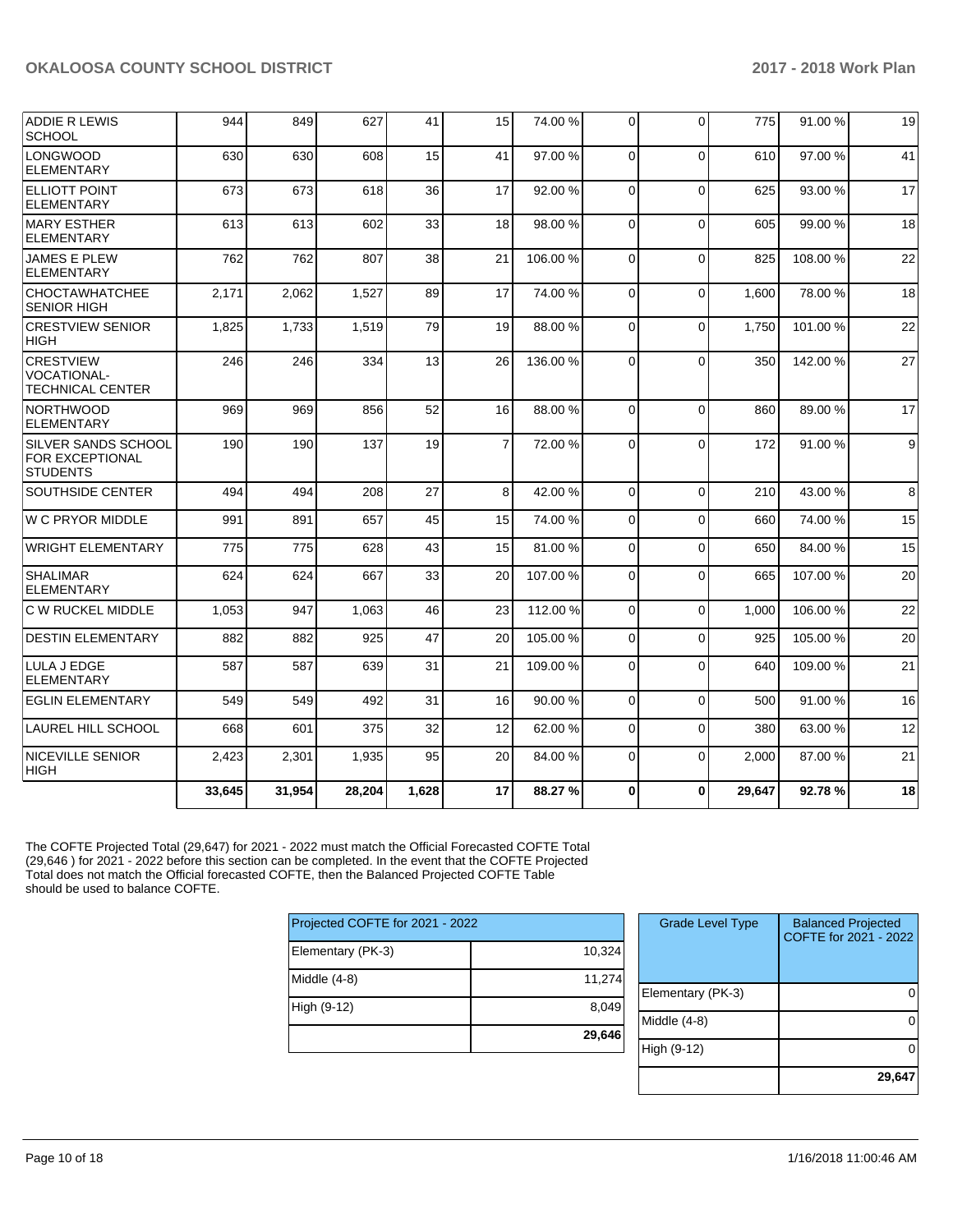| | | | | | | | | | | | |
|---|---|---|---|---|---|---|---|---|---|---|---|
| ADDIE R LEWIS SCHOOL | 944 | 849 | 627 | 41 | 15 | 74.00 % | 0 | 0 | 775 | 91.00 % | 19 |
| LONGWOOD ELEMENTARY | 630 | 630 | 608 | 15 | 41 | 97.00 % | 0 | 0 | 610 | 97.00 % | 41 |
| ELLIOTT POINT ELEMENTARY | 673 | 673 | 618 | 36 | 17 | 92.00 % | 0 | 0 | 625 | 93.00 % | 17 |
| MARY ESTHER ELEMENTARY | 613 | 613 | 602 | 33 | 18 | 98.00 % | 0 | 0 | 605 | 99.00 % | 18 |
| JAMES E PLEW ELEMENTARY | 762 | 762 | 807 | 38 | 21 | 106.00 % | 0 | 0 | 825 | 108.00 % | 22 |
| CHOCTAWHATCHEE SENIOR HIGH | 2,171 | 2,062 | 1,527 | 89 | 17 | 74.00 % | 0 | 0 | 1,600 | 78.00 % | 18 |
| CRESTVIEW SENIOR HIGH | 1,825 | 1,733 | 1,519 | 79 | 19 | 88.00 % | 0 | 0 | 1,750 | 101.00 % | 22 |
| CRESTVIEW VOCATIONAL-TECHNICAL CENTER | 246 | 246 | 334 | 13 | 26 | 136.00 % | 0 | 0 | 350 | 142.00 % | 27 |
| NORTHWOOD ELEMENTARY | 969 | 969 | 856 | 52 | 16 | 88.00 % | 0 | 0 | 860 | 89.00 % | 17 |
| SILVER SANDS SCHOOL FOR EXCEPTIONAL STUDENTS | 190 | 190 | 137 | 19 | 7 | 72.00 % | 0 | 0 | 172 | 91.00 % | 9 |
| SOUTHSIDE CENTER | 494 | 494 | 208 | 27 | 8 | 42.00 % | 0 | 0 | 210 | 43.00 % | 8 |
| W C PRYOR MIDDLE | 991 | 891 | 657 | 45 | 15 | 74.00 % | 0 | 0 | 660 | 74.00 % | 15 |
| WRIGHT ELEMENTARY | 775 | 775 | 628 | 43 | 15 | 81.00 % | 0 | 0 | 650 | 84.00 % | 15 |
| SHALIMAR ELEMENTARY | 624 | 624 | 667 | 33 | 20 | 107.00 % | 0 | 0 | 665 | 107.00 % | 20 |
| C W RUCKEL MIDDLE | 1,053 | 947 | 1,063 | 46 | 23 | 112.00 % | 0 | 0 | 1,000 | 106.00 % | 22 |
| DESTIN ELEMENTARY | 882 | 882 | 925 | 47 | 20 | 105.00 % | 0 | 0 | 925 | 105.00 % | 20 |
| LULA J EDGE ELEMENTARY | 587 | 587 | 639 | 31 | 21 | 109.00 % | 0 | 0 | 640 | 109.00 % | 21 |
| EGLIN ELEMENTARY | 549 | 549 | 492 | 31 | 16 | 90.00 % | 0 | 0 | 500 | 91.00 % | 16 |
| LAUREL HILL SCHOOL | 668 | 601 | 375 | 32 | 12 | 62.00 % | 0 | 0 | 380 | 63.00 % | 12 |
| NICEVILLE SENIOR HIGH | 2,423 | 2,301 | 1,935 | 95 | 20 | 84.00 % | 0 | 0 | 2,000 | 87.00 % | 21 |
| | **33,645** | **31,954** | **28,204** | **1,628** | **17** | **88.27 %** | **0** | **0** | **29,647** | **92.78 %** | **18** |

The COFTE Projected Total (29,647) for 2021 - 2022 must match the Official Forecasted COFTE Total (29,646 ) for 2021 - 2022 before this section can be completed. In the event that the COFTE Projected Total does not match the Official forecasted COFTE, then the Balanced Projected COFTE Table should be used to balance COFTE.

| Projected COFTE for 2021 - 2022 | |
|---|---|
| Elementary (PK-3) | 10,324 |
| Middle (4-8) | 11,274 |
| High (9-12) | 8,049 |
| | **29,646** |

| Grade Level Type | Balanced Projected COFTE for 2021 - 2022 |
|---|---|
| Elementary (PK-3) | 0 |
| Middle (4-8) | 0 |
| High (9-12) | 0 |
| | **29,647** |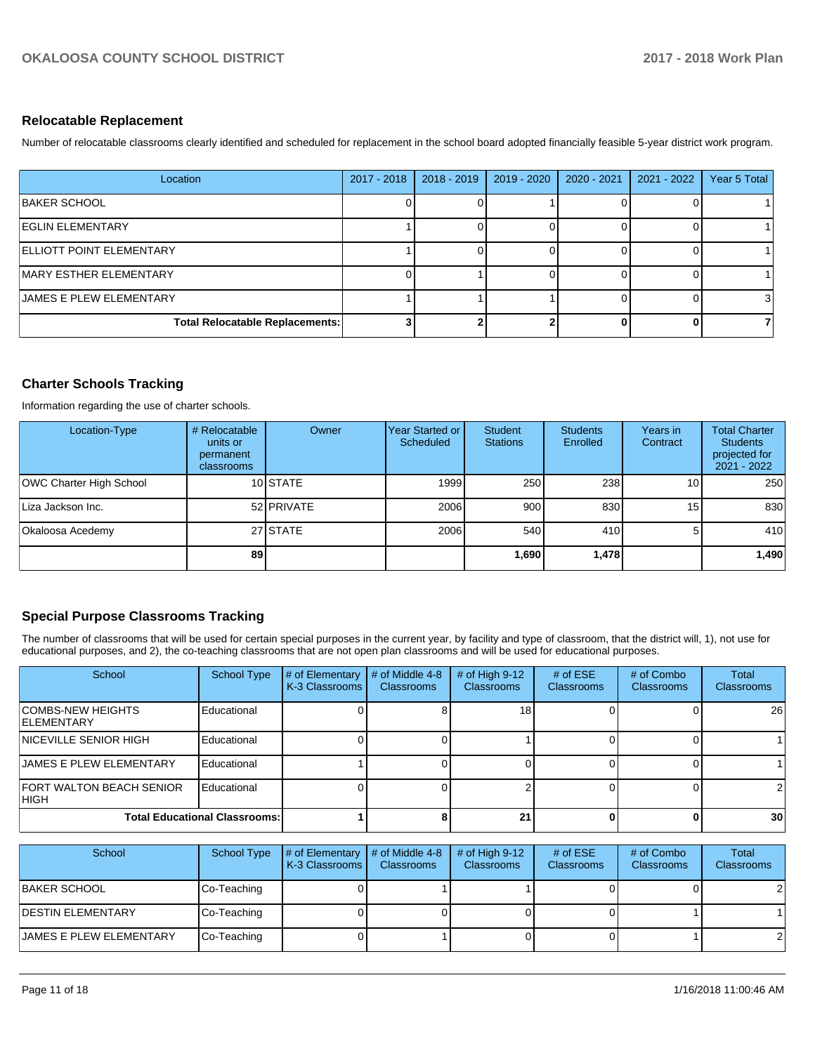## Relocatable Replacement

Number of relocatable classrooms clearly identified and scheduled for replacement in the school board adopted financially feasible 5-year district work program.

| Location | 2017 - 2018 | 2018 - 2019 | 2019 - 2020 | 2020 - 2021 | 2021 - 2022 | Year 5 Total |
|---|---|---|---|---|---|---|
| BAKER SCHOOL | 0 | 0 | 1 | 0 | 0 | 1 |
| EGLIN ELEMENTARY | 1 | 0 | 0 | 0 | 0 | 1 |
| ELLIOTT POINT ELEMENTARY | 1 | 0 | 0 | 0 | 0 | 1 |
| MARY ESTHER ELEMENTARY | 0 | 1 | 0 | 0 | 0 | 1 |
| JAMES E PLEW ELEMENTARY | 1 | 1 | 1 | 0 | 0 | 3 |
| **Total Relocatable Replacements:** | **3** | **2** | **2** | **0** | **0** | **7** |

## Charter Schools Tracking

Information regarding the use of charter schools.

| Location-Type | # Relocatable units or permanent classrooms | Owner | Year Started or Scheduled | Student Stations | Students Enrolled | Years in Contract | Total Charter Students projected for 2021 - 2022 |
|---|---|---|---|---|---|---|---|
| OWC Charter High School | 10 | STATE | 1999 | 250 | 238 | 10 | 250 |
| Liza Jackson Inc. | 52 | PRIVATE | 2006 | 900 | 830 | 15 | 830 |
| Okaloosa Acedemy | 27 | STATE | 2006 | 540 | 410 | 5 | 410 |
| | **89** | | | **1,690** | **1,478** | | **1,490** |

## Special Purpose Classrooms Tracking

The number of classrooms that will be used for certain special purposes in the current year, by facility and type of classroom, that the district will, 1), not use for educational purposes, and 2), the co-teaching classrooms that are not open plan classrooms and will be used for educational purposes.

| School | School Type | # of Elementary K-3 Classrooms | # of Middle 4-8 Classrooms | # of High 9-12 Classrooms | # of ESE Classrooms | # of Combo Classrooms | Total Classrooms |
|---|---|---|---|---|---|---|---|
| COMBS-NEW HEIGHTS ELEMENTARY | Educational | 0 | 8 | 18 | 0 | 0 | 26 |
| NICEVILLE SENIOR HIGH | Educational | 0 | 0 | 1 | 0 | 0 | 1 |
| JAMES E PLEW ELEMENTARY | Educational | 1 | 0 | 0 | 0 | 0 | 1 |
| FORT WALTON BEACH SENIOR HIGH | Educational | 0 | 0 | 2 | 0 | 0 | 2 |
| **Total Educational Classrooms:** | | **1** | **8** | **21** | **0** | **0** | **30** |

| School | School Type | # of Elementary K-3 Classrooms | # of Middle 4-8 Classrooms | # of High 9-12 Classrooms | # of ESE Classrooms | # of Combo Classrooms | Total Classrooms |
|---|---|---|---|---|---|---|---|
| BAKER SCHOOL | Co-Teaching | 0 | 1 | 1 | 0 | 0 | 2 |
| DESTIN ELEMENTARY | Co-Teaching | 0 | 0 | 0 | 0 | 1 | 1 |
| JAMES E PLEW ELEMENTARY | Co-Teaching | 0 | 1 | 0 | 0 | 1 | 2 |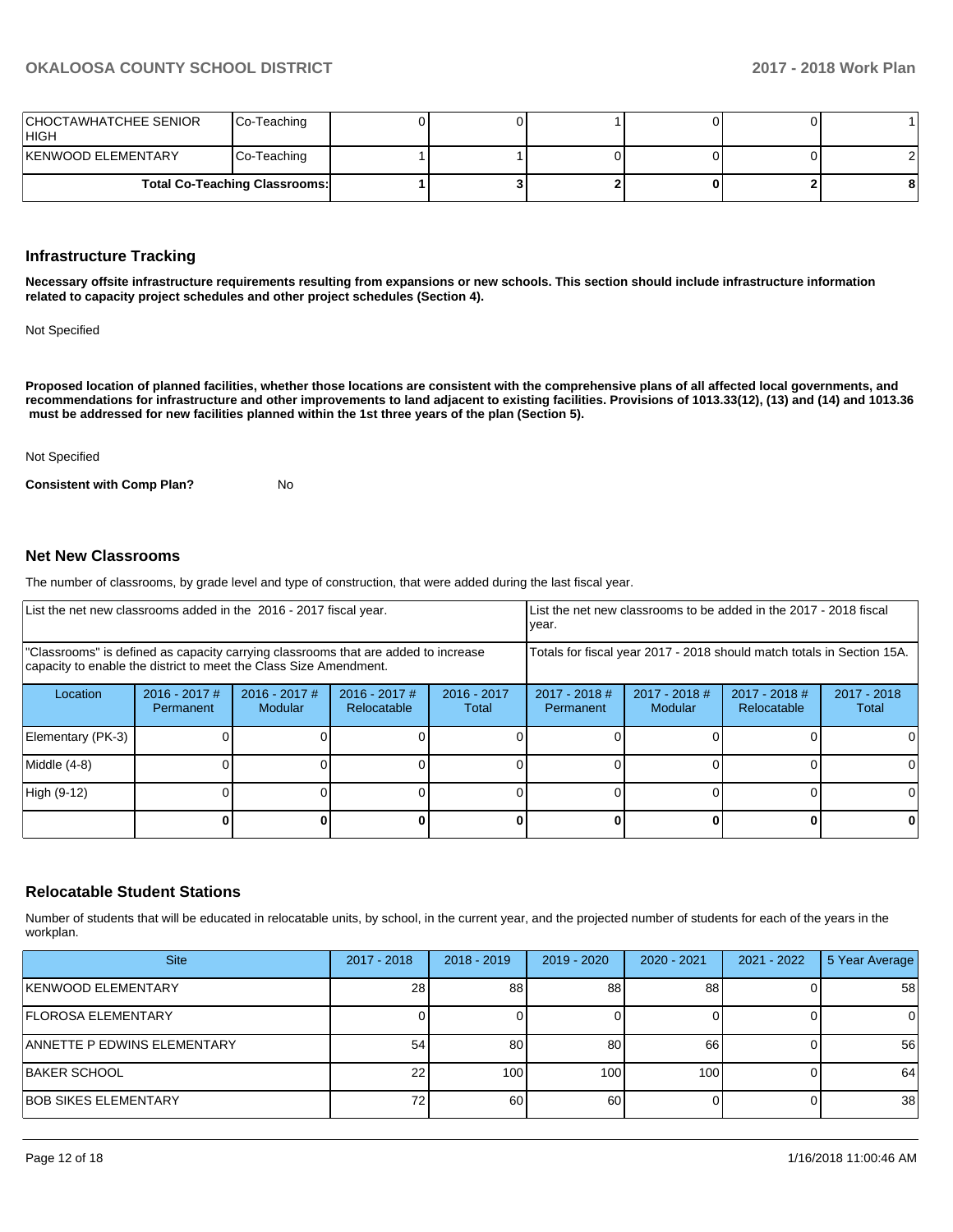| CHOCTAWHATCHEE SENIOR HIGH | Co-Teaching | 0 | 0 | 1 | 0 | 0 | 1 |
|---|---|---|---|---|---|---|---|
| KENWOOD ELEMENTARY | Co-Teaching | 1 | 1 | 0 | 0 | 0 | 2 |
| **Total Co-Teaching Classrooms:** | | **1** | **3** | **2** | **0** | **2** | **8** |

## Infrastructure Tracking

**Necessary offsite infrastructure requirements resulting from expansions or new schools. This section should include infrastructure information related to capacity project schedules and other project schedules (Section 4).**

Not Specified

**Proposed location of planned facilities, whether those locations are consistent with the comprehensive plans of all affected local governments, and recommendations for infrastructure and other improvements to land adjacent to existing facilities. Provisions of 1013.33(12), (13) and (14) and 1013.36 must be addressed for new facilities planned within the 1st three years of the plan (Section 5).**

Not Specified

**Consistent with Comp Plan?** No

## Net New Classrooms

The number of classrooms, by grade level and type of construction, that were added during the last fiscal year.

| List the net new classrooms added in the 2016 - 2017 fiscal year. | | | | | List the net new classrooms to be added in the 2017 - 2018 fiscal year. | | | |
|---|---|---|---|---|---|---|---|---|
| "Classrooms" is defined as capacity carrying classrooms that are added to increase capacity to enable the district to meet the Class Size Amendment. | | | | | Totals for fiscal year 2017 - 2018 should match totals in Section 15A. | | | |
| Location | 2016 - 2017 # Permanent | 2016 - 2017 # Modular | 2016 - 2017 # Relocatable | 2016 - 2017 Total | 2017 - 2018 # Permanent | 2017 - 2018 # Modular | 2017 - 2018 # Relocatable | 2017 - 2018 Total |
| Elementary (PK-3) | 0 | 0 | 0 | 0 | 0 | 0 | 0 | 0 |
| Middle (4-8) | 0 | 0 | 0 | 0 | 0 | 0 | 0 | 0 |
| High (9-12) | 0 | 0 | 0 | 0 | 0 | 0 | 0 | 0 |
| | **0** | **0** | **0** | **0** | **0** | **0** | **0** | **0** |

## Relocatable Student Stations

Number of students that will be educated in relocatable units, by school, in the current year, and the projected number of students for each of the years in the workplan.

| Site | 2017 - 2018 | 2018 - 2019 | 2019 - 2020 | 2020 - 2021 | 2021 - 2022 | 5 Year Average |
|---|---|---|---|---|---|---|
| KENWOOD ELEMENTARY | 28 | 88 | 88 | 88 | 0 | 58 |
| FLOROSA ELEMENTARY | 0 | 0 | 0 | 0 | 0 | 0 |
| ANNETTE P EDWINS ELEMENTARY | 54 | 80 | 80 | 66 | 0 | 56 |
| BAKER SCHOOL | 22 | 100 | 100 | 100 | 0 | 64 |
| BOB SIKES ELEMENTARY | 72 | 60 | 60 | 0 | 0 | 38 |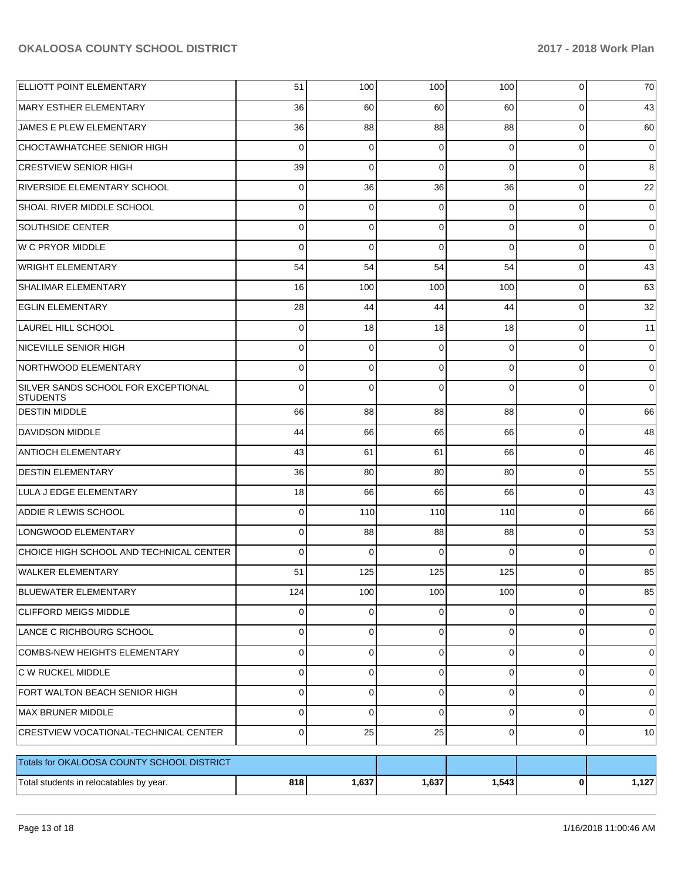| | | | | | | |
|---|---|---|---|---|---|---|
| ELLIOTT POINT ELEMENTARY | 51 | 100 | 100 | 100 | 0 | 70 |
| MARY ESTHER ELEMENTARY | 36 | 60 | 60 | 60 | 0 | 43 |
| JAMES E PLEW ELEMENTARY | 36 | 88 | 88 | 88 | 0 | 60 |
| CHOCTAWHATCHEE SENIOR HIGH | 0 | 0 | 0 | 0 | 0 | 0 |
| CRESTVIEW SENIOR HIGH | 39 | 0 | 0 | 0 | 0 | 8 |
| RIVERSIDE ELEMENTARY SCHOOL | 0 | 36 | 36 | 36 | 0 | 22 |
| SHOAL RIVER MIDDLE SCHOOL | 0 | 0 | 0 | 0 | 0 | 0 |
| SOUTHSIDE CENTER | 0 | 0 | 0 | 0 | 0 | 0 |
| W C PRYOR MIDDLE | 0 | 0 | 0 | 0 | 0 | 0 |
| WRIGHT ELEMENTARY | 54 | 54 | 54 | 54 | 0 | 43 |
| SHALIMAR ELEMENTARY | 16 | 100 | 100 | 100 | 0 | 63 |
| EGLIN ELEMENTARY | 28 | 44 | 44 | 44 | 0 | 32 |
| LAUREL HILL SCHOOL | 0 | 18 | 18 | 18 | 0 | 11 |
| NICEVILLE SENIOR HIGH | 0 | 0 | 0 | 0 | 0 | 0 |
| NORTHWOOD ELEMENTARY | 0 | 0 | 0 | 0 | 0 | 0 |
| SILVER SANDS SCHOOL FOR EXCEPTIONAL STUDENTS | 0 | 0 | 0 | 0 | 0 | 0 |
| DESTIN MIDDLE | 66 | 88 | 88 | 88 | 0 | 66 |
| DAVIDSON MIDDLE | 44 | 66 | 66 | 66 | 0 | 48 |
| ANTIOCH ELEMENTARY | 43 | 61 | 61 | 66 | 0 | 46 |
| DESTIN ELEMENTARY | 36 | 80 | 80 | 80 | 0 | 55 |
| LULA J EDGE ELEMENTARY | 18 | 66 | 66 | 66 | 0 | 43 |
| ADDIE R LEWIS SCHOOL | 0 | 110 | 110 | 110 | 0 | 66 |
| LONGWOOD ELEMENTARY | 0 | 88 | 88 | 88 | 0 | 53 |
| CHOICE HIGH SCHOOL AND TECHNICAL CENTER | 0 | 0 | 0 | 0 | 0 | 0 |
| WALKER ELEMENTARY | 51 | 125 | 125 | 125 | 0 | 85 |
| BLUEWATER ELEMENTARY | 124 | 100 | 100 | 100 | 0 | 85 |
| CLIFFORD MEIGS MIDDLE | 0 | 0 | 0 | 0 | 0 | 0 |
| LANCE C RICHBOURG SCHOOL | 0 | 0 | 0 | 0 | 0 | 0 |
| COMBS-NEW HEIGHTS ELEMENTARY | 0 | 0 | 0 | 0 | 0 | 0 |
| C W RUCKEL MIDDLE | 0 | 0 | 0 | 0 | 0 | 0 |
| FORT WALTON BEACH SENIOR HIGH | 0 | 0 | 0 | 0 | 0 | 0 |
| MAX BRUNER MIDDLE | 0 | 0 | 0 | 0 | 0 | 0 |
| CRESTVIEW VOCATIONAL-TECHNICAL CENTER | 0 | 25 | 25 | 0 | 0 | 10 |

| Totals for OKALOOSA COUNTY SCHOOL DISTRICT | | | | | | |
|---|---|---|---|---|---|---|
| Total students in relocatables by year. | **818** | **1,637** | **1,637** | **1,543** | **0** | **1,127** |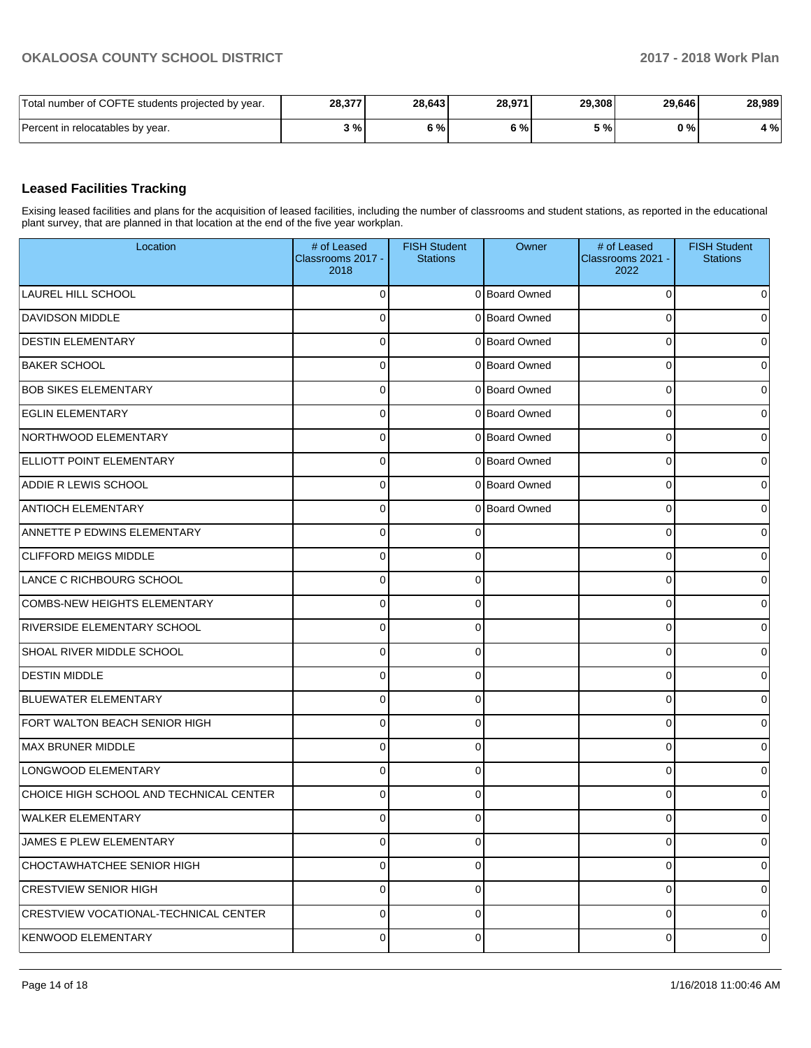| Total number of COFTE students projected by year. | 28,377 | 28,643 | 28,971 | 29,308 | 29,646 | 28,989 |
|---|---|---|---|---|---|---|
| Percent in relocatables by year. | 3 % | 6 % | 6 % | 5 % | 0 % | 4 % |

## Leased Facilities Tracking

Exising leased facilities and plans for the acquisition of leased facilities, including the number of classrooms and student stations, as reported in the educational plant survey, that are planned in that location at the end of the five year workplan.

| Location | # of Leased Classrooms 2017 - 2018 | FISH Student Stations | Owner | # of Leased Classrooms 2021 - 2022 | FISH Student Stations |
|---|---|---|---|---|---|
| LAUREL HILL SCHOOL | 0 | 0 | Board Owned | 0 | 0 |
| DAVIDSON MIDDLE | 0 | 0 | Board Owned | 0 | 0 |
| DESTIN ELEMENTARY | 0 | 0 | Board Owned | 0 | 0 |
| BAKER SCHOOL | 0 | 0 | Board Owned | 0 | 0 |
| BOB SIKES ELEMENTARY | 0 | 0 | Board Owned | 0 | 0 |
| EGLIN ELEMENTARY | 0 | 0 | Board Owned | 0 | 0 |
| NORTHWOOD ELEMENTARY | 0 | 0 | Board Owned | 0 | 0 |
| ELLIOTT POINT ELEMENTARY | 0 | 0 | Board Owned | 0 | 0 |
| ADDIE R LEWIS SCHOOL | 0 | 0 | Board Owned | 0 | 0 |
| ANTIOCH ELEMENTARY | 0 | 0 | Board Owned | 0 | 0 |
| ANNETTE P EDWINS ELEMENTARY | 0 | 0 | | 0 | 0 |
| CLIFFORD MEIGS MIDDLE | 0 | 0 | | 0 | 0 |
| LANCE C RICHBOURG SCHOOL | 0 | 0 | | 0 | 0 |
| COMBS-NEW HEIGHTS ELEMENTARY | 0 | 0 | | 0 | 0 |
| RIVERSIDE ELEMENTARY SCHOOL | 0 | 0 | | 0 | 0 |
| SHOAL RIVER MIDDLE SCHOOL | 0 | 0 | | 0 | 0 |
| DESTIN MIDDLE | 0 | 0 | | 0 | 0 |
| BLUEWATER ELEMENTARY | 0 | 0 | | 0 | 0 |
| FORT WALTON BEACH SENIOR HIGH | 0 | 0 | | 0 | 0 |
| MAX BRUNER MIDDLE | 0 | 0 | | 0 | 0 |
| LONGWOOD ELEMENTARY | 0 | 0 | | 0 | 0 |
| CHOICE HIGH SCHOOL AND TECHNICAL CENTER | 0 | 0 | | 0 | 0 |
| WALKER ELEMENTARY | 0 | 0 | | 0 | 0 |
| JAMES E PLEW ELEMENTARY | 0 | 0 | | 0 | 0 |
| CHOCTAWHATCHEE SENIOR HIGH | 0 | 0 | | 0 | 0 |
| CRESTVIEW SENIOR HIGH | 0 | 0 | | 0 | 0 |
| CRESTVIEW VOCATIONAL-TECHNICAL CENTER | 0 | 0 | | 0 | 0 |
| KENWOOD ELEMENTARY | 0 | 0 | | 0 | 0 |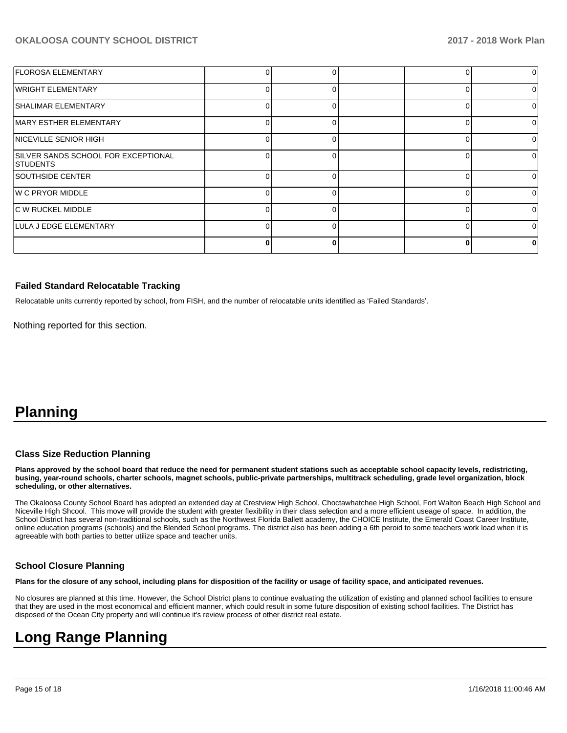| | | | | | |
|---|---|---|---|---|---|
| FLOROSA ELEMENTARY | 0 | 0 | | 0 | 0 |
| WRIGHT ELEMENTARY | 0 | 0 | | 0 | 0 |
| SHALIMAR ELEMENTARY | 0 | 0 | | 0 | 0 |
| MARY ESTHER ELEMENTARY | 0 | 0 | | 0 | 0 |
| NICEVILLE SENIOR HIGH | 0 | 0 | | 0 | 0 |
| SILVER SANDS SCHOOL FOR EXCEPTIONAL STUDENTS | 0 | 0 | | 0 | 0 |
| SOUTHSIDE CENTER | 0 | 0 | | 0 | 0 |
| W C PRYOR MIDDLE | 0 | 0 | | 0 | 0 |
| C W RUCKEL MIDDLE | 0 | 0 | | 0 | 0 |
| LULA J EDGE ELEMENTARY | 0 | 0 | | 0 | 0 |
| | **0** | **0** | | **0** | **0** |

### Failed Standard Relocatable Tracking

Relocatable units currently reported by school, from FISH, and the number of relocatable units identified as 'Failed Standards'.

Nothing reported for this section.

# Planning

### Class Size Reduction Planning

**Plans approved by the school board that reduce the need for permanent student stations such as acceptable school capacity levels, redistricting, busing, year-round schools, charter schools, magnet schools, public-private partnerships, multitrack scheduling, grade level organization, block scheduling, or other alternatives.**

The Okaloosa County School Board has adopted an extended day at Crestview High School, Choctawhatchee High School, Fort Walton Beach High School and Niceville High Shcool. This move will provide the student with greater flexibility in their class selection and a more efficient useage of space. In addition, the School District has several non-traditional schools, such as the Northwest Florida Ballett academy, the CHOICE Institute, the Emerald Coast Career Institute, online education programs (schools) and the Blended School programs. The district also has been adding a 6th peroid to some teachers work load when it is agreeable with both parties to better utilize space and teacher units.

### School Closure Planning

**Plans for the closure of any school, including plans for disposition of the facility or usage of facility space, and anticipated revenues.**

No closures are planned at this time. However, the School District plans to continue evaluating the utilization of existing and planned school facilities to ensure that they are used in the most economical and efficient manner, which could result in some future disposition of existing school facilities. The District has disposed of the Ocean City property and will continue it's review process of other district real estate.

# Long Range Planning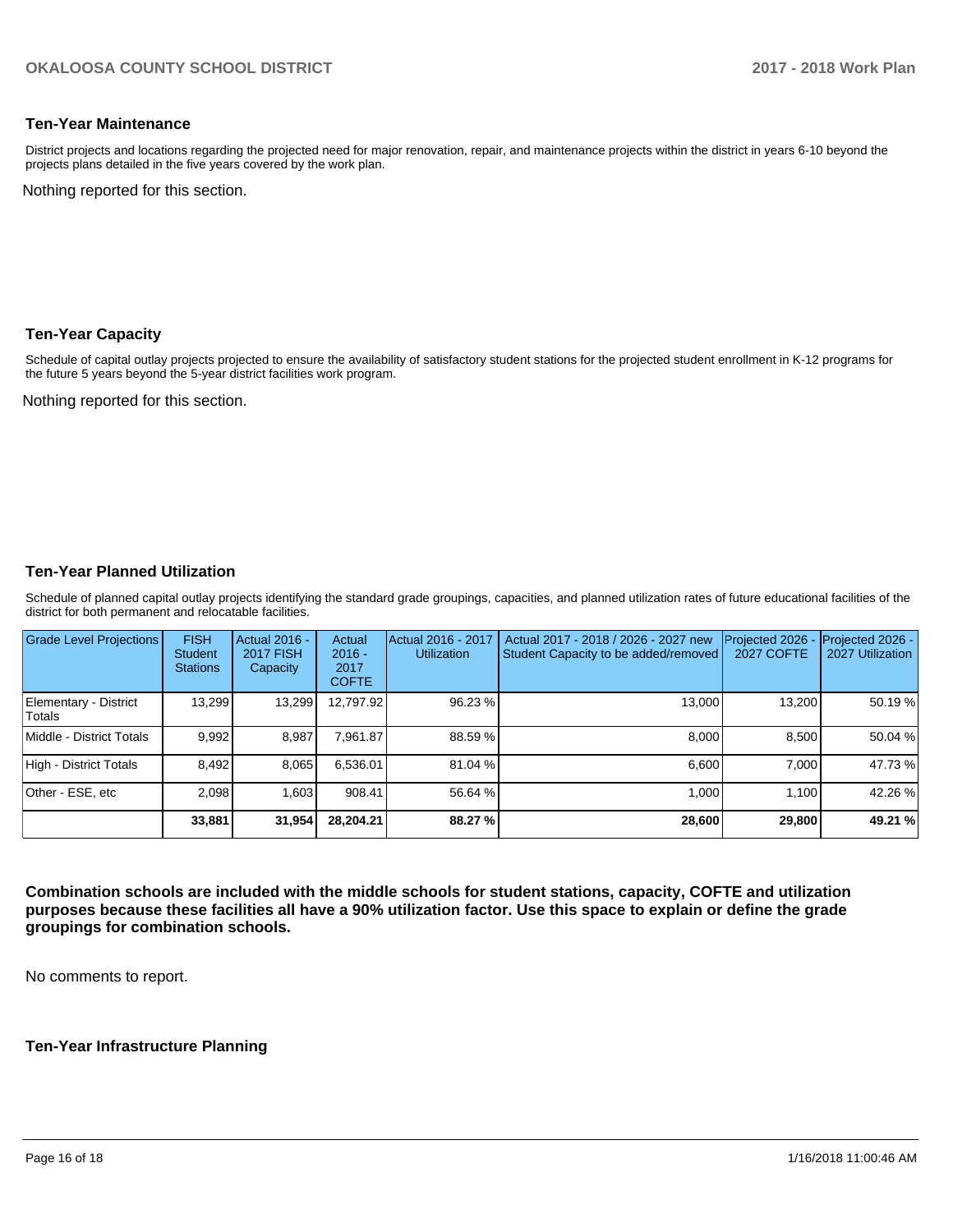## Ten-Year Maintenance

District projects and locations regarding the projected need for major renovation, repair, and maintenance projects within the district in years 6-10 beyond the projects plans detailed in the five years covered by the work plan.

Nothing reported for this section.

## Ten-Year Capacity

Schedule of capital outlay projects projected to ensure the availability of satisfactory student stations for the projected student enrollment in K-12 programs for the future 5 years beyond the 5-year district facilities work program.

Nothing reported for this section.

## Ten-Year Planned Utilization

Schedule of planned capital outlay projects identifying the standard grade groupings, capacities, and planned utilization rates of future educational facilities of the district for both permanent and relocatable facilities.

| Grade Level Projections | FISH Student Stations | Actual 2016 - 2017 FISH Capacity | Actual 2016 - 2017 COFTE | Actual 2016 - 2017 Utilization | Actual 2017 - 2018 / 2026 - 2027 new Student Capacity to be added/removed | Projected 2026 - 2027 COFTE | Projected 2026 - 2027 Utilization |
|---|---|---|---|---|---|---|---|
| Elementary - District Totals | 13,299 | 13,299 | 12,797.92 | 96.23 % | 13,000 | 13,200 | 50.19 % |
| Middle - District Totals | 9,992 | 8,987 | 7,961.87 | 88.59 % | 8,000 | 8,500 | 50.04 % |
| High - District Totals | 8,492 | 8,065 | 6,536.01 | 81.04 % | 6,600 | 7,000 | 47.73 % |
| Other - ESE, etc | 2,098 | 1,603 | 908.41 | 56.64 % | 1,000 | 1,100 | 42.26 % |
| | **33,881** | **31,954** | **28,204.21** | **88.27 %** | **28,600** | **29,800** | **49.21 %** |

**Combination schools are included with the middle schools for student stations, capacity, COFTE and utilization purposes because these facilities all have a 90% utilization factor. Use this space to explain or define the grade groupings for combination schools.**

No comments to report.

## Ten-Year Infrastructure Planning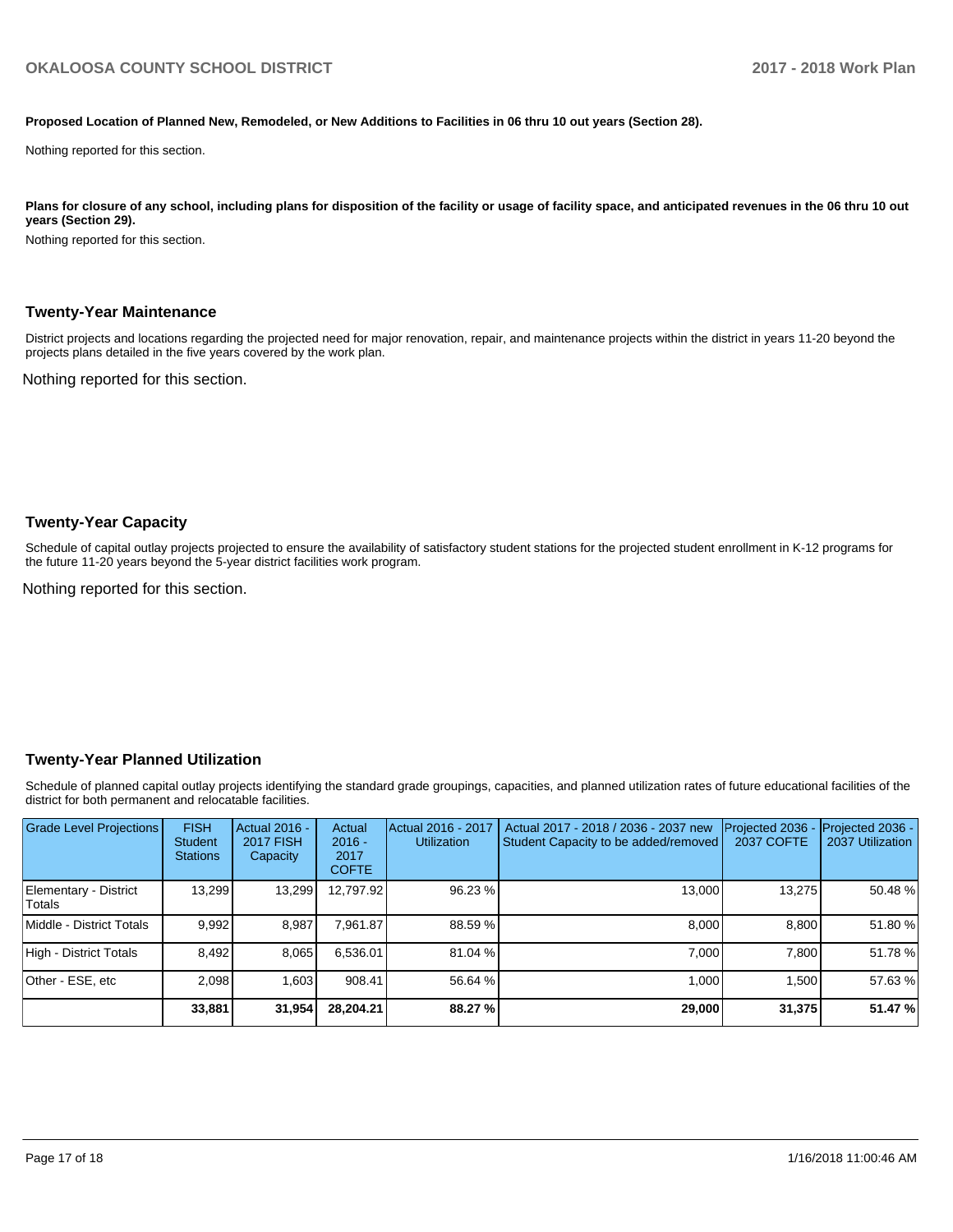**Proposed Location of Planned New, Remodeled, or New Additions to Facilities in 06 thru 10 out years (Section 28).**

Nothing reported for this section.

**Plans for closure of any school, including plans for disposition of the facility or usage of facility space, and anticipated revenues in the 06 thru 10 out years (Section 29).**

Nothing reported for this section.

## Twenty-Year Maintenance

District projects and locations regarding the projected need for major renovation, repair, and maintenance projects within the district in years 11-20 beyond the projects plans detailed in the five years covered by the work plan.

Nothing reported for this section.

## Twenty-Year Capacity

Schedule of capital outlay projects projected to ensure the availability of satisfactory student stations for the projected student enrollment in K-12 programs for the future 11-20 years beyond the 5-year district facilities work program.

Nothing reported for this section.

## Twenty-Year Planned Utilization

Schedule of planned capital outlay projects identifying the standard grade groupings, capacities, and planned utilization rates of future educational facilities of the district for both permanent and relocatable facilities.

| Grade Level Projections | FISH Student Stations | Actual 2016 - 2017 FISH Capacity | Actual 2016 - 2017 COFTE | Actual 2016 - 2017 Utilization | Actual 2017 - 2018 / 2036 - 2037 new Student Capacity to be added/removed | Projected 2036 - 2037 COFTE | Projected 2036 - 2037 Utilization |
|---|---|---|---|---|---|---|---|
| Elementary - District Totals | 13,299 | 13,299 | 12,797.92 | 96.23 % | 13,000 | 13,275 | 50.48 % |
| Middle - District Totals | 9,992 | 8,987 | 7,961.87 | 88.59 % | 8,000 | 8,800 | 51.80 % |
| High - District Totals | 8,492 | 8,065 | 6,536.01 | 81.04 % | 7,000 | 7,800 | 51.78 % |
| Other - ESE, etc | 2,098 | 1,603 | 908.41 | 56.64 % | 1,000 | 1,500 | 57.63 % |
| | **33,881** | **31,954** | **28,204.21** | **88.27 %** | **29,000** | **31,375** | **51.47 %** |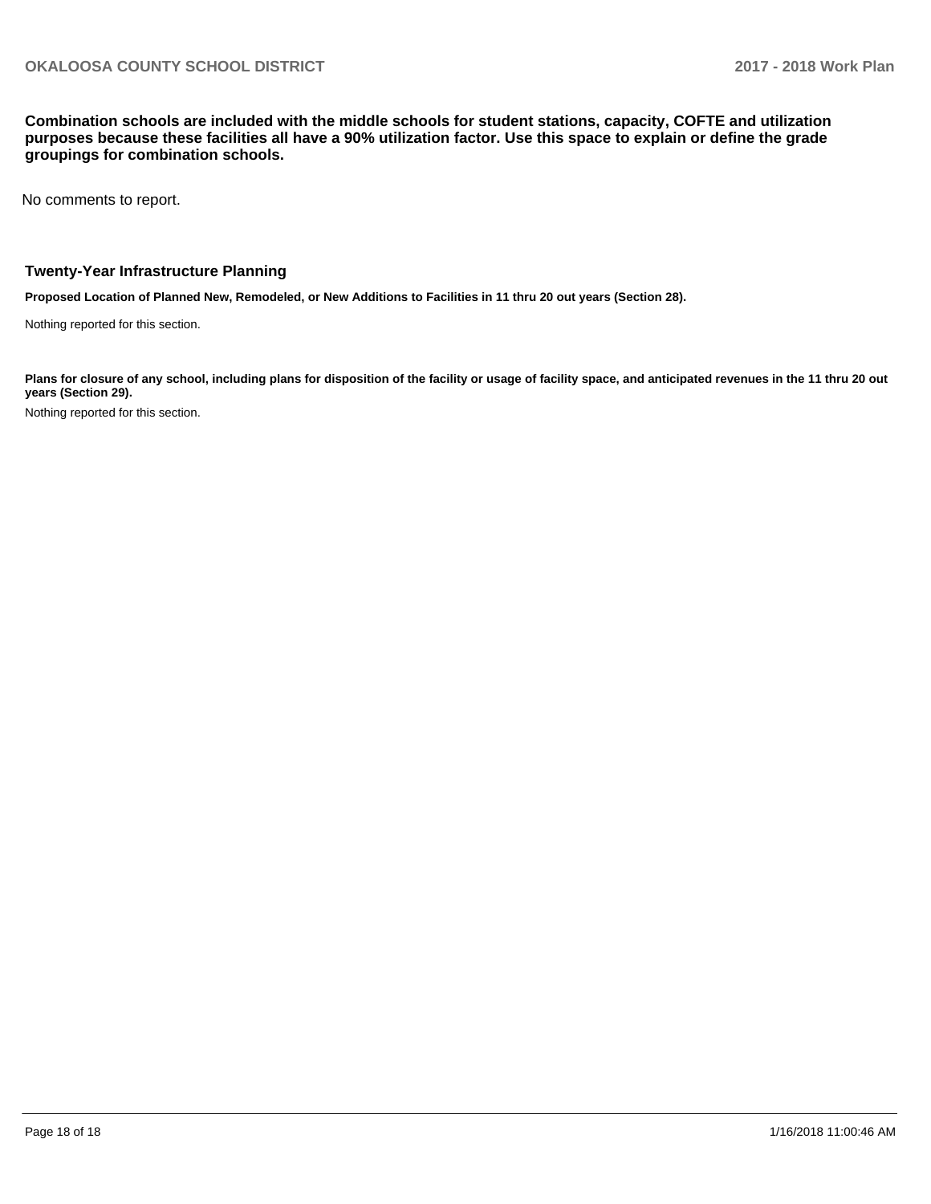**Combination schools are included with the middle schools for student stations, capacity, COFTE and utilization purposes because these facilities all have a 90% utilization factor. Use this space to explain or define the grade groupings for combination schools.**

No comments to report.

## Twenty-Year Infrastructure Planning

**Proposed Location of Planned New, Remodeled, or New Additions to Facilities in 11 thru 20 out years (Section 28).**

Nothing reported for this section.

**Plans for closure of any school, including plans for disposition of the facility or usage of facility space, and anticipated revenues in the 11 thru 20 out years (Section 29).**

Nothing reported for this section.